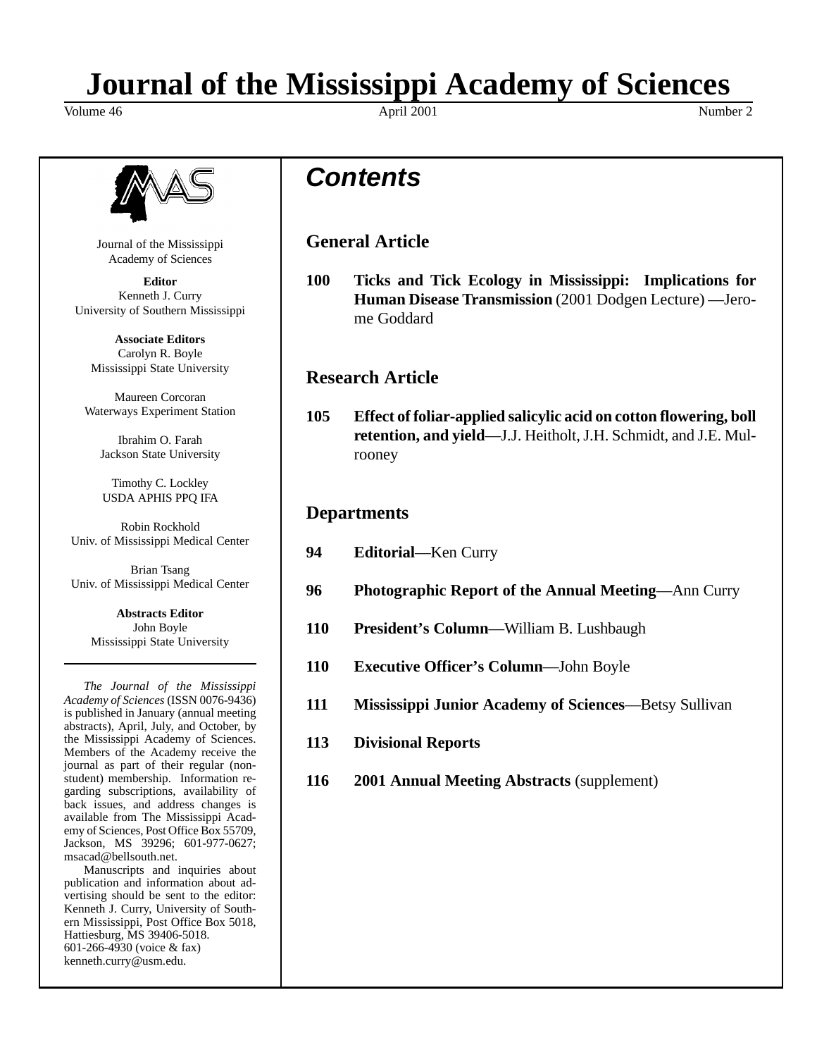# Journal of the Mississippi Academy of Sciences

Volume 46 April 2001 Number 2

Journal of the Mississippi Academy of Sciences

**Editor**
Kenneth J. Curry
University of Southern Mississippi

**Associate Editors**
Carolyn R. Boyle
Mississippi State University

Maureen Corcoran
Waterways Experiment Station

Ibrahim O. Farah
Jackson State University

Timothy C. Lockley
USDA APHIS PPQ IFA

Robin Rockhold
Univ. of Mississippi Medical Center

Brian Tsang
Univ. of Mississippi Medical Center

**Abstracts Editor**
John Boyle
Mississippi State University

---

*The Journal of the Mississippi Academy of Sciences* (ISSN 0076-9436) is published in January (annual meeting abstracts), April, July, and October, by the Mississippi Academy of Sciences. Members of the Academy receive the journal as part of their regular (non-student) membership. Information regarding subscriptions, availability of back issues, and address changes is available from The Mississippi Academy of Sciences, Post Office Box 55709, Jackson, MS 39296; 601-977-0627; msacad@bellsouth.net.

Manuscripts and inquiries about publication and information about advertising should be sent to the editor: Kenneth J. Curry, University of Southern Mississippi, Post Office Box 5018, Hattiesburg, MS 39406-5018. 601-266-4930 (voice & fax) kenneth.curry@usm.edu.

## *Contents*

### General Article

**100** **Ticks and Tick Ecology in Mississippi: Implications for Human Disease Transmission** (2001 Dodgen Lecture) —Jerome Goddard

### Research Article

**105** **Effect of foliar-applied salicylic acid on cotton flowering, boll retention, and yield**—J.J. Heitholt, J.H. Schmidt, and J.E. Mulrooney

### Departments

**94** **Editorial**—Ken Curry

**96** **Photographic Report of the Annual Meeting**—Ann Curry

**110** **President's Column**—William B. Lushbaugh

**110** **Executive Officer's Column**—John Boyle

**111** **Mississippi Junior Academy of Sciences**—Betsy Sullivan

**113** **Divisional Reports**

**116** **2001 Annual Meeting Abstracts** (supplement)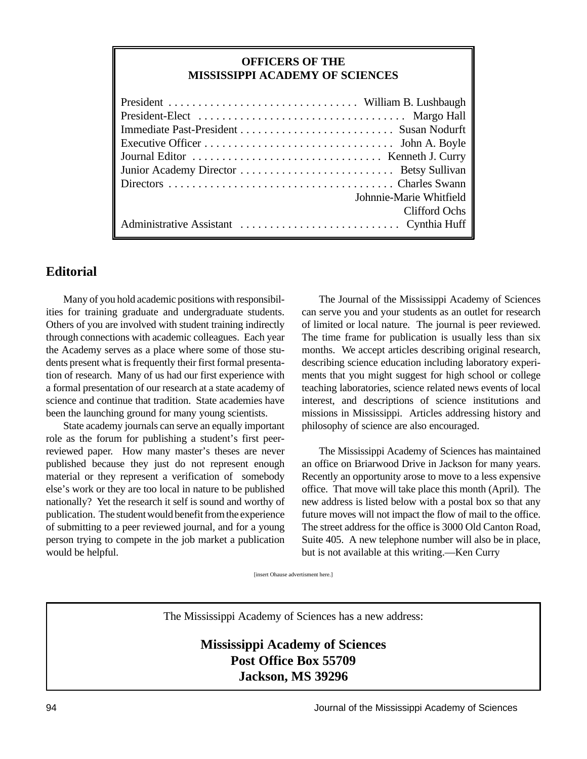**OFFICERS OF THE MISSISSIPPI ACADEMY OF SCIENCES**

| Office | Name |
| --- | --- |
| President | William B. Lushbaugh |
| President-Elect | Margo Hall |
| Immediate Past-President | Susan Nodurft |
| Executive Officer | John A. Boyle |
| Journal Editor | Kenneth J. Curry |
| Junior Academy Director | Betsy Sullivan |
| Directors | Charles Swann |
| | Johnnie-Marie Whitfield |
| | Clifford Ochs |
| Administrative Assistant | Cynthia Huff |

## Editorial

Many of you hold academic positions with responsibilities for training graduate and undergraduate students. Others of you are involved with student training indirectly through connections with academic colleagues. Each year the Academy serves as a place where some of those students present what is frequently their first formal presentation of research. Many of us had our first experience with a formal presentation of our research at a state academy of science and continue that tradition. State academies have been the launching ground for many young scientists.

State academy journals can serve an equally important role as the forum for publishing a student's first peer-reviewed paper. How many master's theses are never published because they just do not represent enough material or they represent a verification of somebody else's work or they are too local in nature to be published nationally? Yet the research it self is sound and worthy of publication. The student would benefit from the experience of submitting to a peer reviewed journal, and for a young person trying to compete in the job market a publication would be helpful.

The Journal of the Mississippi Academy of Sciences can serve you and your students as an outlet for research of limited or local nature. The journal is peer reviewed. The time frame for publication is usually less than six months. We accept articles describing original research, describing science education including laboratory experiments that you might suggest for high school or college teaching laboratories, science related news events of local interest, and descriptions of science institutions and missions in Mississippi. Articles addressing history and philosophy of science are also encouraged.

The Mississippi Academy of Sciences has maintained an office on Briarwood Drive in Jackson for many years. Recently an opportunity arose to move to a less expensive office. That move will take place this month (April). The new address is listed below with a postal box so that any future moves will not impact the flow of mail to the office. The street address for the office is 3000 Old Canton Road, Suite 405. A new telephone number will also be in place, but is not available at this writing.—Ken Curry

[insert Ohause advertisment here.]

The Mississippi Academy of Sciences has a new address:

**Mississippi Academy of Sciences**
**Post Office Box 55709**
**Jackson, MS 39296**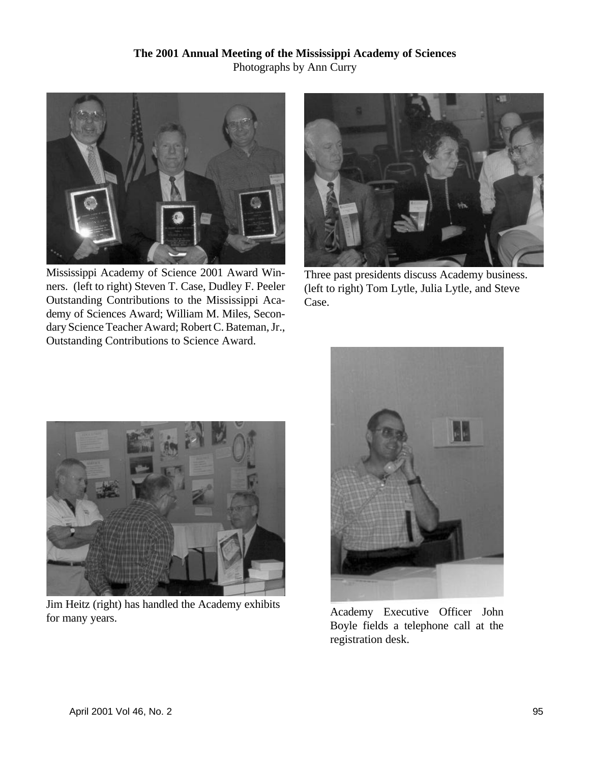**The 2001 Annual Meeting of the Mississippi Academy of Sciences**

Photographs by Ann Curry

Mississippi Academy of Science 2001 Award Winners. (left to right) Steven T. Case, Dudley F. Peeler Outstanding Contributions to the Mississippi Academy of Sciences Award; William M. Miles, Secondary Science Teacher Award; Robert C. Bateman, Jr., Outstanding Contributions to Science Award.

Three past presidents discuss Academy business. (left to right) Tom Lytle, Julia Lytle, and Steve Case.

Jim Heitz (right) has handled the Academy exhibits for many years.

Academy Executive Officer John Boyle fields a telephone call at the registration desk.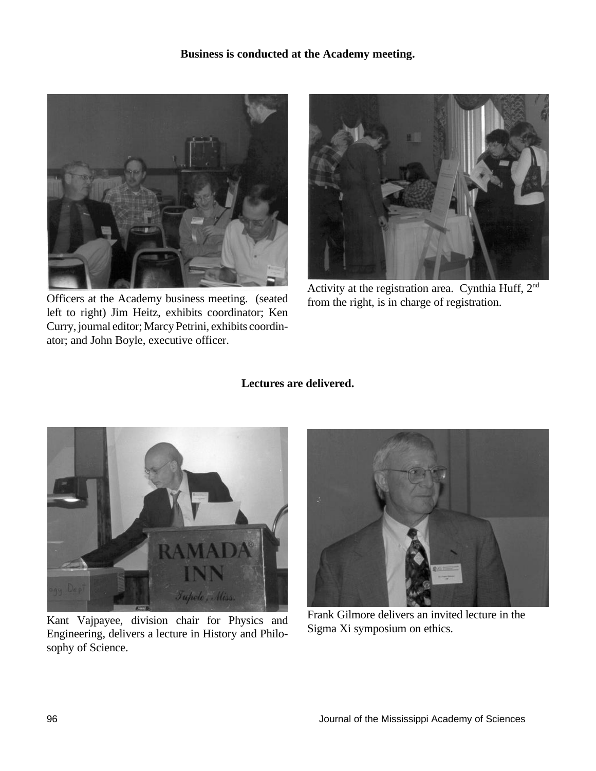**Business is conducted at the Academy meeting.**

Officers at the Academy business meeting. (seated left to right) Jim Heitz, exhibits coordinator; Ken Curry, journal editor; Marcy Petrini, exhibits coordinator; and John Boyle, executive officer.

Activity at the registration area. Cynthia Huff, 2nd from the right, is in charge of registration.

**Lectures are delivered.**

Kant Vajpayee, division chair for Physics and Engineering, delivers a lecture in History and Philosophy of Science.

Frank Gilmore delivers an invited lecture in the Sigma Xi symposium on ethics.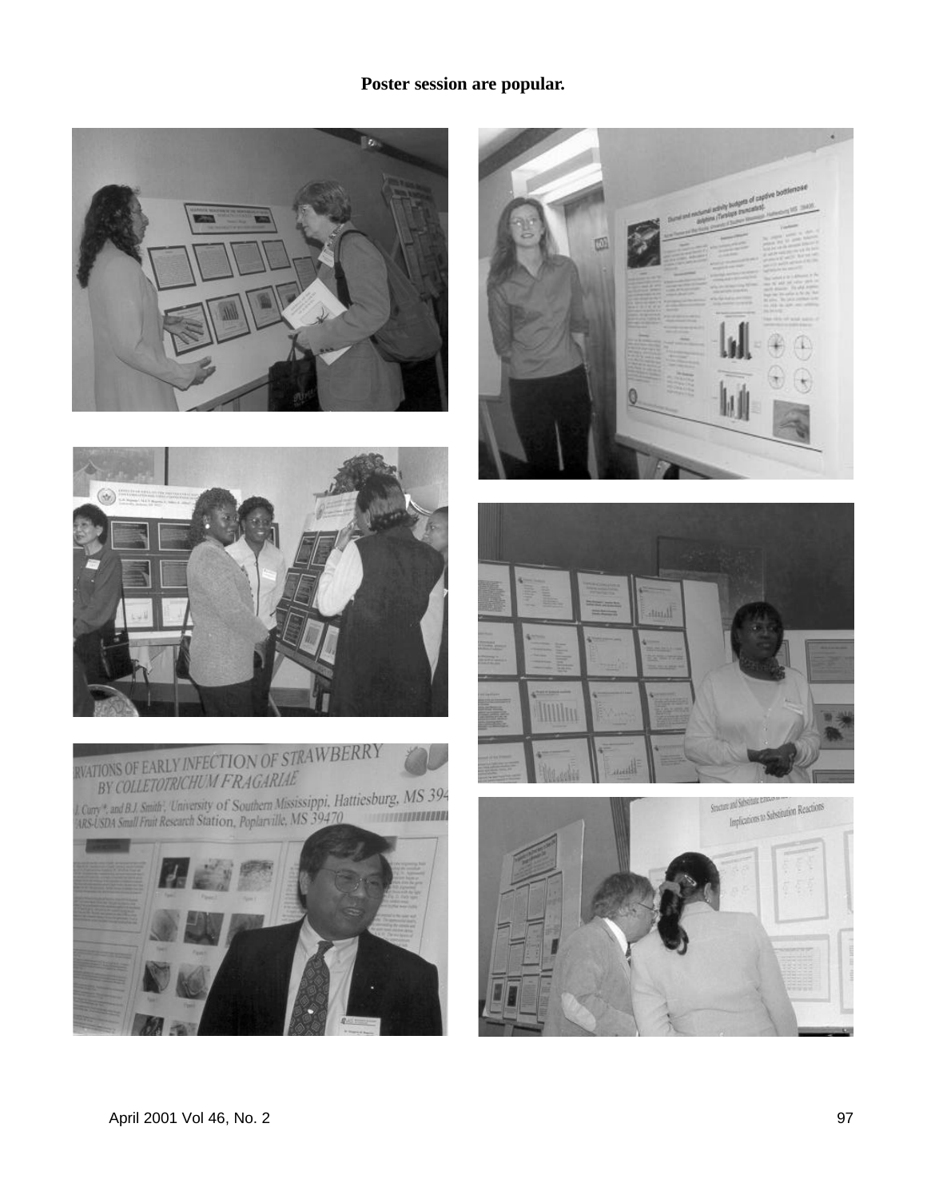**Poster session are popular.**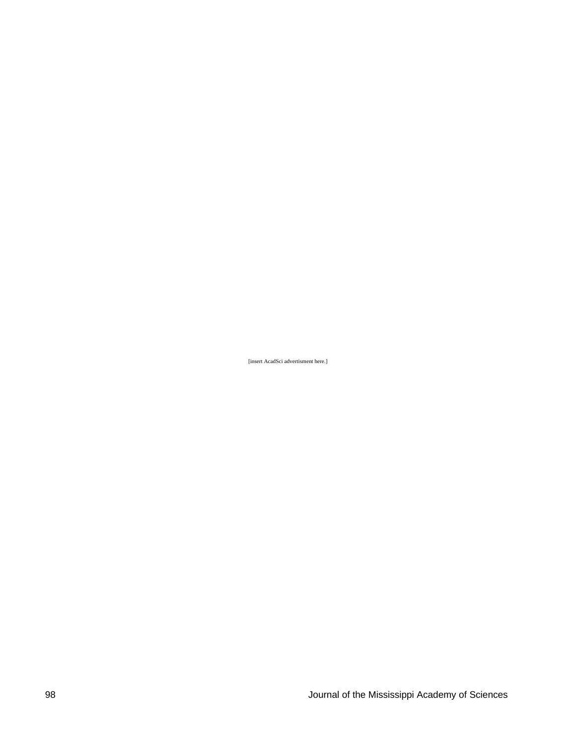[insert AcadSci advertisment here.]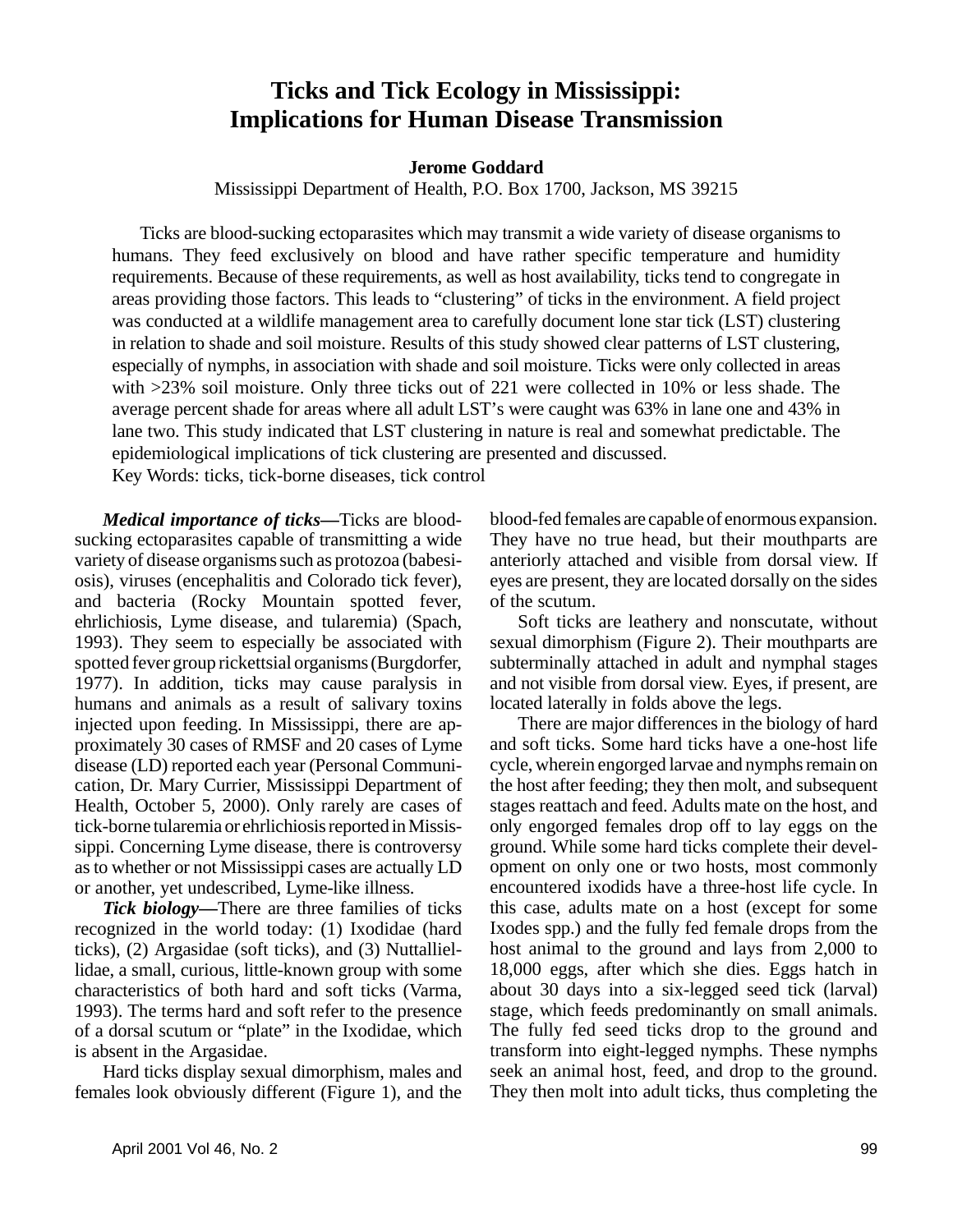# Ticks and Tick Ecology in Mississippi: Implications for Human Disease Transmission

**Jerome Goddard**

Mississippi Department of Health, P.O. Box 1700, Jackson, MS 39215

Ticks are blood-sucking ectoparasites which may transmit a wide variety of disease organisms to humans. They feed exclusively on blood and have rather specific temperature and humidity requirements. Because of these requirements, as well as host availability, ticks tend to congregate in areas providing those factors. This leads to "clustering" of ticks in the environment. A field project was conducted at a wildlife management area to carefully document lone star tick (LST) clustering in relation to shade and soil moisture. Results of this study showed clear patterns of LST clustering, especially of nymphs, in association with shade and soil moisture. Ticks were only collected in areas with >23% soil moisture. Only three ticks out of 221 were collected in 10% or less shade. The average percent shade for areas where all adult LST's were caught was 63% in lane one and 43% in lane two. This study indicated that LST clustering in nature is real and somewhat predictable. The epidemiological implications of tick clustering are presented and discussed.

Key Words: ticks, tick-borne diseases, tick control

***Medical importance of ticks*****—**Ticks are blood-sucking ectoparasites capable of transmitting a wide variety of disease organisms such as protozoa (babesiosis), viruses (encephalitis and Colorado tick fever), and bacteria (Rocky Mountain spotted fever, ehrlichiosis, Lyme disease, and tularemia) (Spach, 1993). They seem to especially be associated with spotted fever group rickettsial organisms (Burgdorfer, 1977). In addition, ticks may cause paralysis in humans and animals as a result of salivary toxins injected upon feeding. In Mississippi, there are approximately 30 cases of RMSF and 20 cases of Lyme disease (LD) reported each year (Personal Communication, Dr. Mary Currier, Mississippi Department of Health, October 5, 2000). Only rarely are cases of tick-borne tularemia or ehrlichiosis reported in Mississippi. Concerning Lyme disease, there is controversy as to whether or not Mississippi cases are actually LD or another, yet undescribed, Lyme-like illness.

***Tick biology*****—**There are three families of ticks recognized in the world today: (1) Ixodidae (hard ticks), (2) Argasidae (soft ticks), and (3) Nuttalliellidae, a small, curious, little-known group with some characteristics of both hard and soft ticks (Varma, 1993). The terms hard and soft refer to the presence of a dorsal scutum or "plate" in the Ixodidae, which is absent in the Argasidae.

Hard ticks display sexual dimorphism, males and females look obviously different (Figure 1), and the blood-fed females are capable of enormous expansion. They have no true head, but their mouthparts are anteriorly attached and visible from dorsal view. If eyes are present, they are located dorsally on the sides of the scutum.

Soft ticks are leathery and nonscutate, without sexual dimorphism (Figure 2). Their mouthparts are subterminally attached in adult and nymphal stages and not visible from dorsal view. Eyes, if present, are located laterally in folds above the legs.

There are major differences in the biology of hard and soft ticks. Some hard ticks have a one-host life cycle, wherein engorged larvae and nymphs remain on the host after feeding; they then molt, and subsequent stages reattach and feed. Adults mate on the host, and only engorged females drop off to lay eggs on the ground. While some hard ticks complete their development on only one or two hosts, most commonly encountered ixodids have a three-host life cycle. In this case, adults mate on a host (except for some Ixodes spp.) and the fully fed female drops from the host animal to the ground and lays from 2,000 to 18,000 eggs, after which she dies. Eggs hatch in about 30 days into a six-legged seed tick (larval) stage, which feeds predominantly on small animals. The fully fed seed ticks drop to the ground and transform into eight-legged nymphs. These nymphs seek an animal host, feed, and drop to the ground. They then molt into adult ticks, thus completing the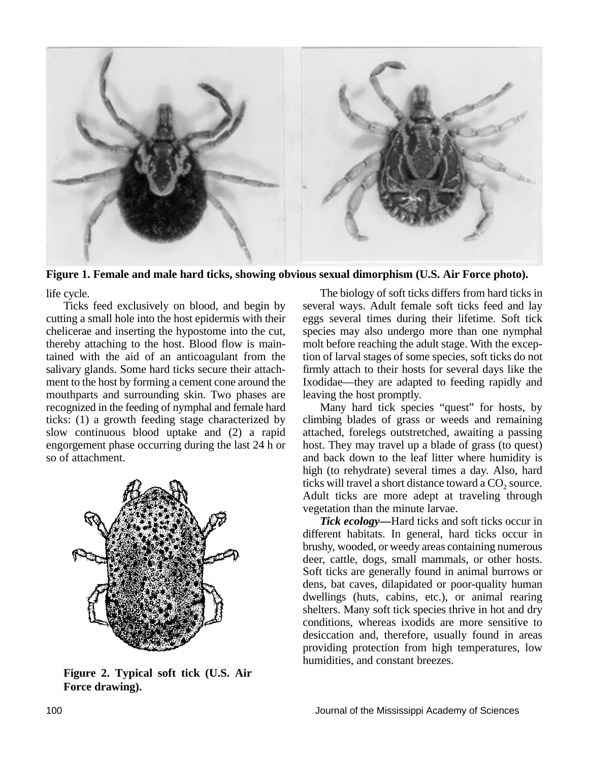Figure 1. Female and male hard ticks, showing obvious sexual dimorphism (U.S. Air Force photo).

life cycle.

Ticks feed exclusively on blood, and begin by cutting a small hole into the host epidermis with their chelicerae and inserting the hypostome into the cut, thereby attaching to the host. Blood flow is maintained with the aid of an anticoagulant from the salivary glands. Some hard ticks secure their attachment to the host by forming a cement cone around the mouthparts and surrounding skin. Two phases are recognized in the feeding of nymphal and female hard ticks: (1) a growth feeding stage characterized by slow continuous blood uptake and (2) a rapid engorgement phase occurring during the last 24 h or so of attachment.

Figure 2. Typical soft tick (U.S. Air Force drawing).

The biology of soft ticks differs from hard ticks in several ways. Adult female soft ticks feed and lay eggs several times during their lifetime. Soft tick species may also undergo more than one nymphal molt before reaching the adult stage. With the exception of larval stages of some species, soft ticks do not firmly attach to their hosts for several days like the Ixodidae—they are adapted to feeding rapidly and leaving the host promptly.

Many hard tick species "quest" for hosts, by climbing blades of grass or weeds and remaining attached, forelegs outstretched, awaiting a passing host. They may travel up a blade of grass (to quest) and back down to the leaf litter where humidity is high (to rehydrate) several times a day. Also, hard ticks will travel a short distance toward a $CO_2$ source. Adult ticks are more adept at traveling through vegetation than the minute larvae.

***Tick ecology*—**Hard ticks and soft ticks occur in different habitats. In general, hard ticks occur in brushy, wooded, or weedy areas containing numerous deer, cattle, dogs, small mammals, or other hosts. Soft ticks are generally found in animal burrows or dens, bat caves, dilapidated or poor-quality human dwellings (huts, cabins, etc.), or animal rearing shelters. Many soft tick species thrive in hot and dry conditions, whereas ixodids are more sensitive to desiccation and, therefore, usually found in areas providing protection from high temperatures, low humidities, and constant breezes.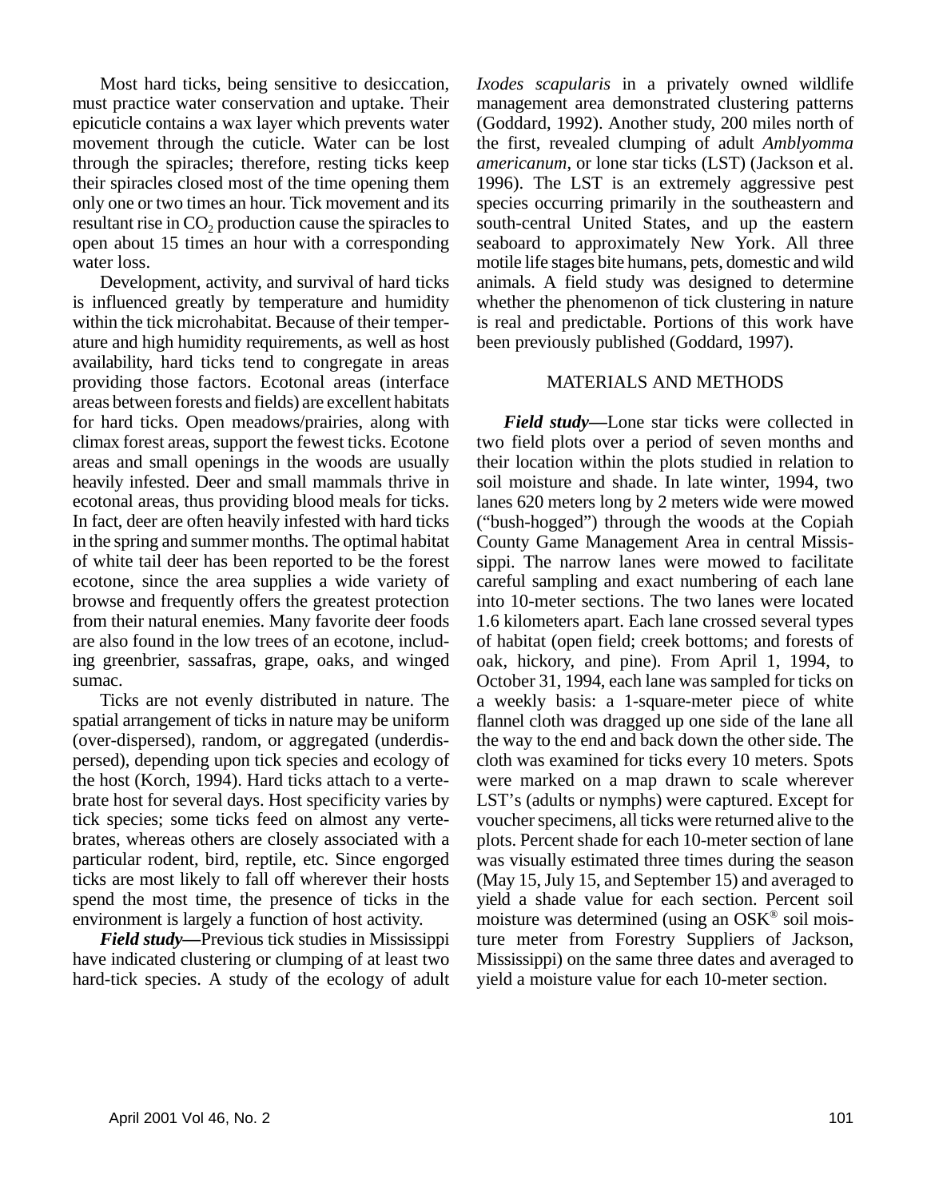Most hard ticks, being sensitive to desiccation, must practice water conservation and uptake. Their epicuticle contains a wax layer which prevents water movement through the cuticle. Water can be lost through the spiracles; therefore, resting ticks keep their spiracles closed most of the time opening them only one or two times an hour. Tick movement and its resultant rise in $CO_2$ production cause the spiracles to open about 15 times an hour with a corresponding water loss.

Development, activity, and survival of hard ticks is influenced greatly by temperature and humidity within the tick microhabitat. Because of their temperature and high humidity requirements, as well as host availability, hard ticks tend to congregate in areas providing those factors. Ecotonal areas (interface areas between forests and fields) are excellent habitats for hard ticks. Open meadows/prairies, along with climax forest areas, support the fewest ticks. Ecotone areas and small openings in the woods are usually heavily infested. Deer and small mammals thrive in ecotonal areas, thus providing blood meals for ticks. In fact, deer are often heavily infested with hard ticks in the spring and summer months. The optimal habitat of white tail deer has been reported to be the forest ecotone, since the area supplies a wide variety of browse and frequently offers the greatest protection from their natural enemies. Many favorite deer foods are also found in the low trees of an ecotone, including greenbrier, sassafras, grape, oaks, and winged sumac.

Ticks are not evenly distributed in nature. The spatial arrangement of ticks in nature may be uniform (over-dispersed), random, or aggregated (underdispersed), depending upon tick species and ecology of the host (Korch, 1994). Hard ticks attach to a vertebrate host for several days. Host specificity varies by tick species; some ticks feed on almost any vertebrates, whereas others are closely associated with a particular rodent, bird, reptile, etc. Since engorged ticks are most likely to fall off wherever their hosts spend the most time, the presence of ticks in the environment is largely a function of host activity.

***Field study*—**Previous tick studies in Mississippi have indicated clustering or clumping of at least two hard-tick species. A study of the ecology of adult *Ixodes scapularis* in a privately owned wildlife management area demonstrated clustering patterns (Goddard, 1992). Another study, 200 miles north of the first, revealed clumping of adult *Amblyomma americanum*, or lone star ticks (LST) (Jackson et al. 1996). The LST is an extremely aggressive pest species occurring primarily in the southeastern and south-central United States, and up the eastern seaboard to approximately New York. All three motile life stages bite humans, pets, domestic and wild animals. A field study was designed to determine whether the phenomenon of tick clustering in nature is real and predictable. Portions of this work have been previously published (Goddard, 1997).

## MATERIALS AND METHODS

***Field study*—**Lone star ticks were collected in two field plots over a period of seven months and their location within the plots studied in relation to soil moisture and shade. In late winter, 1994, two lanes 620 meters long by 2 meters wide were mowed ("bush-hogged") through the woods at the Copiah County Game Management Area in central Mississippi. The narrow lanes were mowed to facilitate careful sampling and exact numbering of each lane into 10-meter sections. The two lanes were located 1.6 kilometers apart. Each lane crossed several types of habitat (open field; creek bottoms; and forests of oak, hickory, and pine). From April 1, 1994, to October 31, 1994, each lane was sampled for ticks on a weekly basis: a 1-square-meter piece of white flannel cloth was dragged up one side of the lane all the way to the end and back down the other side. The cloth was examined for ticks every 10 meters. Spots were marked on a map drawn to scale wherever LST's (adults or nymphs) were captured. Except for voucher specimens, all ticks were returned alive to the plots. Percent shade for each 10-meter section of lane was visually estimated three times during the season (May 15, July 15, and September 15) and averaged to yield a shade value for each section. Percent soil moisture was determined (using an OSK® soil moisture meter from Forestry Suppliers of Jackson, Mississippi) on the same three dates and averaged to yield a moisture value for each 10-meter section.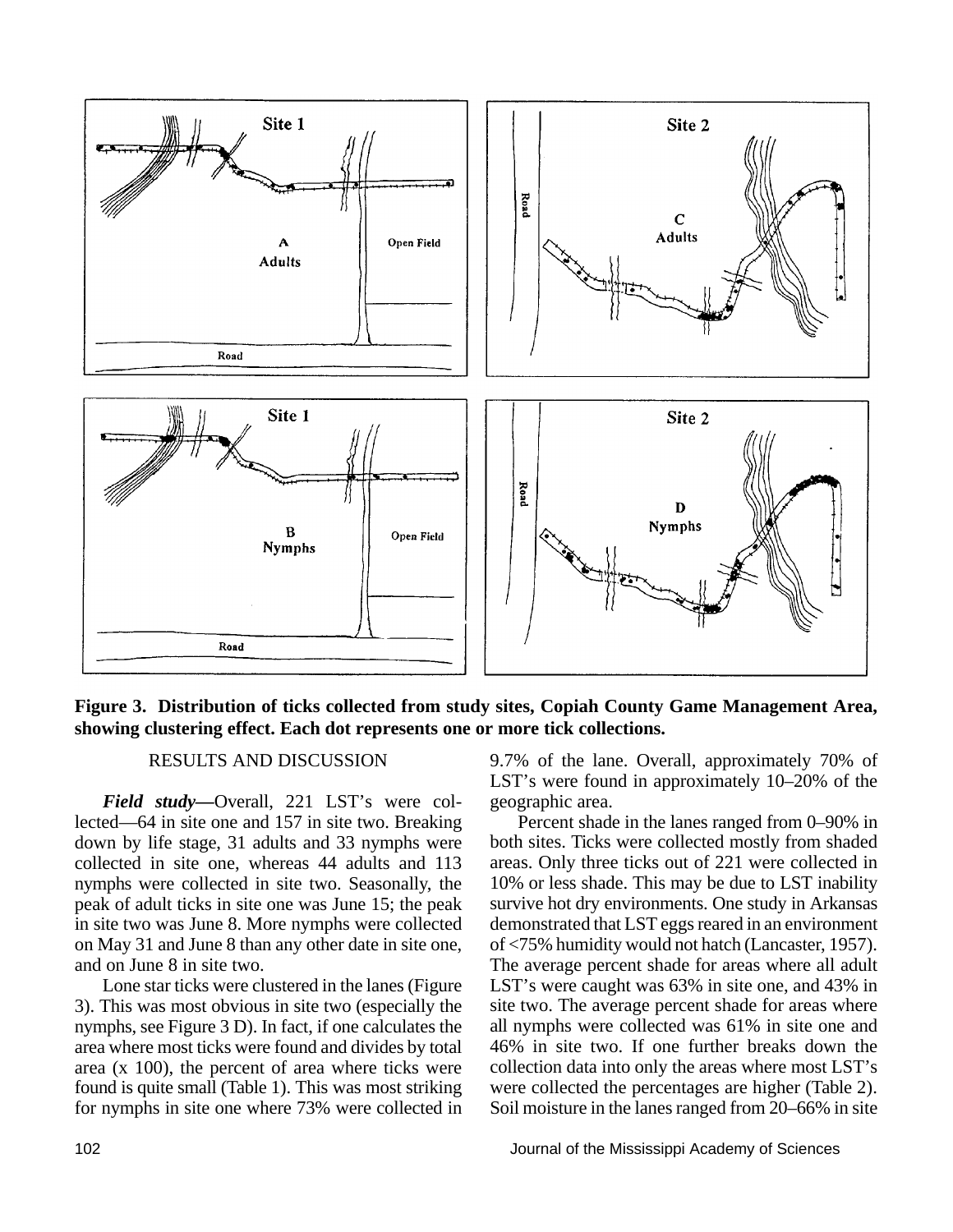**Figure 3. Distribution of ticks collected from study sites, Copiah County Game Management Area, showing clustering effect. Each dot represents one or more tick collections.**

## RESULTS AND DISCUSSION

***Field study***—Overall, 221 LST's were collected—64 in site one and 157 in site two. Breaking down by life stage, 31 adults and 33 nymphs were collected in site one, whereas 44 adults and 113 nymphs were collected in site two. Seasonally, the peak of adult ticks in site one was June 15; the peak in site two was June 8. More nymphs were collected on May 31 and June 8 than any other date in site one, and on June 8 in site two.

Lone star ticks were clustered in the lanes (Figure 3). This was most obvious in site two (especially the nymphs, see Figure 3 D). In fact, if one calculates the area where most ticks were found and divides by total area (x 100), the percent of area where ticks were found is quite small (Table 1). This was most striking for nymphs in site one where 73% were collected in 9.7% of the lane. Overall, approximately 70% of LST's were found in approximately 10–20% of the geographic area.

Percent shade in the lanes ranged from 0–90% in both sites. Ticks were collected mostly from shaded areas. Only three ticks out of 221 were collected in 10% or less shade. This may be due to LST inability survive hot dry environments. One study in Arkansas demonstrated that LST eggs reared in an environment of <75% humidity would not hatch (Lancaster, 1957). The average percent shade for areas where all adult LST's were caught was 63% in site one, and 43% in site two. The average percent shade for areas where all nymphs were collected was 61% in site one and 46% in site two. If one further breaks down the collection data into only the areas where most LST's were collected the percentages are higher (Table 2). Soil moisture in the lanes ranged from 20–66% in site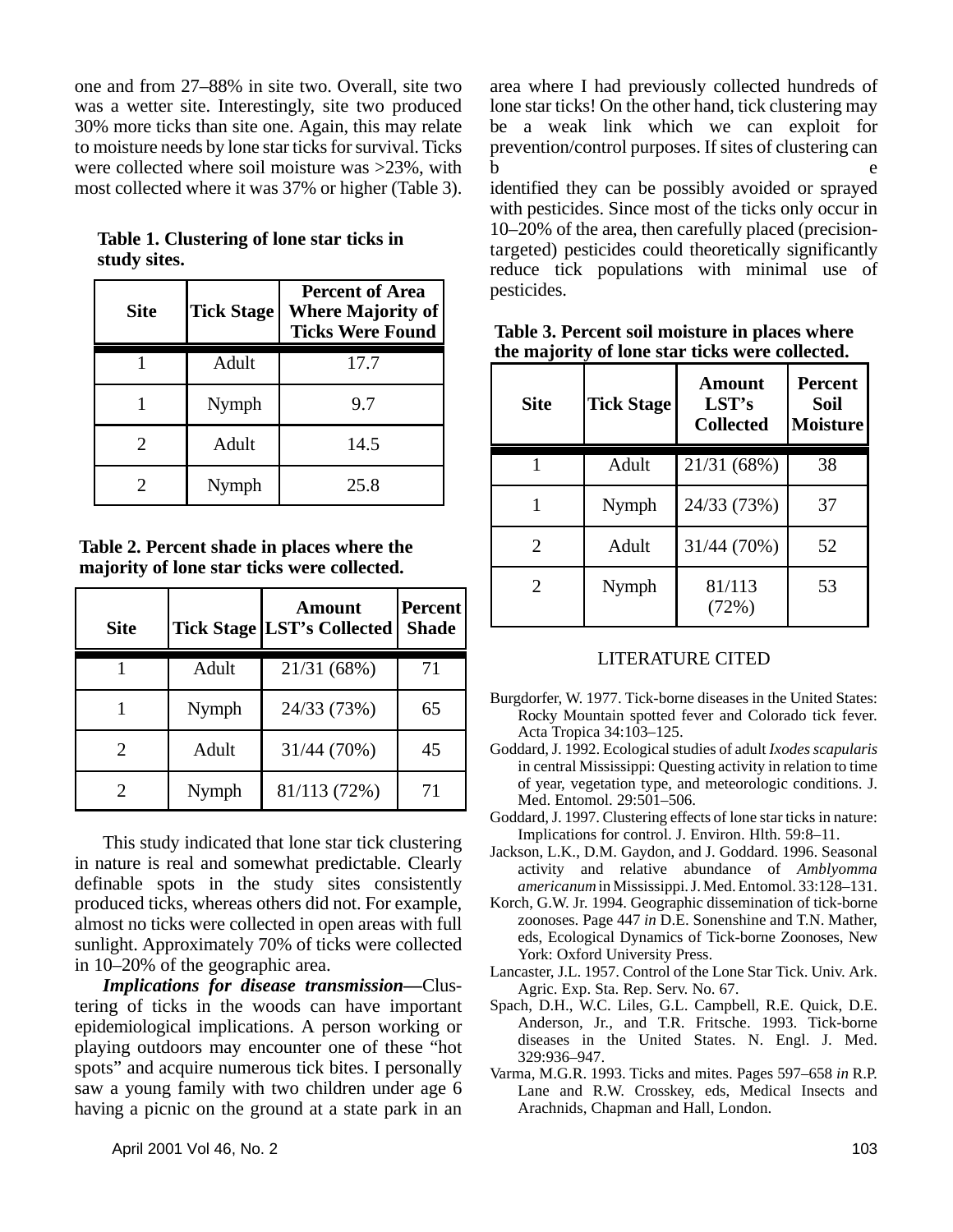one and from 27–88% in site two. Overall, site two was a wetter site. Interestingly, site two produced 30% more ticks than site one. Again, this may relate to moisture needs by lone star ticks for survival. Ticks were collected where soil moisture was >23%, with most collected where it was 37% or higher (Table 3).

**Table 1. Clustering of lone star ticks in study sites.**

| Site | Tick Stage | Percent of Area Where Majority of Ticks Were Found |
|---|---|---|
| 1 | Adult | 17.7 |
| 1 | Nymph | 9.7 |
| 2 | Adult | 14.5 |
| 2 | Nymph | 25.8 |

**Table 2. Percent shade in places where the majority of lone star ticks were collected.**

| Site | Tick Stage | Amount LST's Collected | Percent Shade |
|---|---|---|---|
| 1 | Adult | 21/31 (68%) | 71 |
| 1 | Nymph | 24/33 (73%) | 65 |
| 2 | Adult | 31/44 (70%) | 45 |
| 2 | Nymph | 81/113 (72%) | 71 |

This study indicated that lone star tick clustering in nature is real and somewhat predictable. Clearly definable spots in the study sites consistently produced ticks, whereas others did not. For example, almost no ticks were collected in open areas with full sunlight. Approximately 70% of ticks were collected in 10–20% of the geographic area.

***Implications for disease transmission***—Clustering of ticks in the woods can have important epidemiological implications. A person working or playing outdoors may encounter one of these "hot spots" and acquire numerous tick bites. I personally saw a young family with two children under age 6 having a picnic on the ground at a state park in an area where I had previously collected hundreds of lone star ticks! On the other hand, tick clustering may be a weak link which we can exploit for prevention/control purposes. If sites of clustering can be identified they can be possibly avoided or sprayed with pesticides. Since most of the ticks only occur in 10–20% of the area, then carefully placed (precision-targeted) pesticides could theoretically significantly reduce tick populations with minimal use of pesticides.

**Table 3. Percent soil moisture in places where the majority of lone star ticks were collected.**

| Site | Tick Stage | Amount LST's Collected | Percent Soil Moisture |
|---|---|---|---|
| 1 | Adult | 21/31 (68%) | 38 |
| 1 | Nymph | 24/33 (73%) | 37 |
| 2 | Adult | 31/44 (70%) | 52 |
| 2 | Nymph | 81/113 (72%) | 53 |

## LITERATURE CITED

Burgdorfer, W. 1977. Tick-borne diseases in the United States: Rocky Mountain spotted fever and Colorado tick fever. Acta Tropica 34:103–125.

Goddard, J. 1992. Ecological studies of adult *Ixodes scapularis* in central Mississippi: Questing activity in relation to time of year, vegetation type, and meteorologic conditions. J. Med. Entomol. 29:501–506.

Goddard, J. 1997. Clustering effects of lone star ticks in nature: Implications for control. J. Environ. Hlth. 59:8–11.

Jackson, L.K., D.M. Gaydon, and J. Goddard. 1996. Seasonal activity and relative abundance of *Amblyomma americanum* in Mississippi. J. Med. Entomol. 33:128–131.

Korch, G.W. Jr. 1994. Geographic dissemination of tick-borne zoonoses. Page 447 *in* D.E. Sonenshine and T.N. Mather, eds, Ecological Dynamics of Tick-borne Zoonoses, New York: Oxford University Press.

Lancaster, J.L. 1957. Control of the Lone Star Tick. Univ. Ark. Agric. Exp. Sta. Rep. Serv. No. 67.

Spach, D.H., W.C. Liles, G.L. Campbell, R.E. Quick, D.E. Anderson, Jr., and T.R. Fritsche. 1993. Tick-borne diseases in the United States. N. Engl. J. Med. 329:936–947.

Varma, M.G.R. 1993. Ticks and mites. Pages 597–658 *in* R.P. Lane and R.W. Crosskey, eds, Medical Insects and Arachnids, Chapman and Hall, London.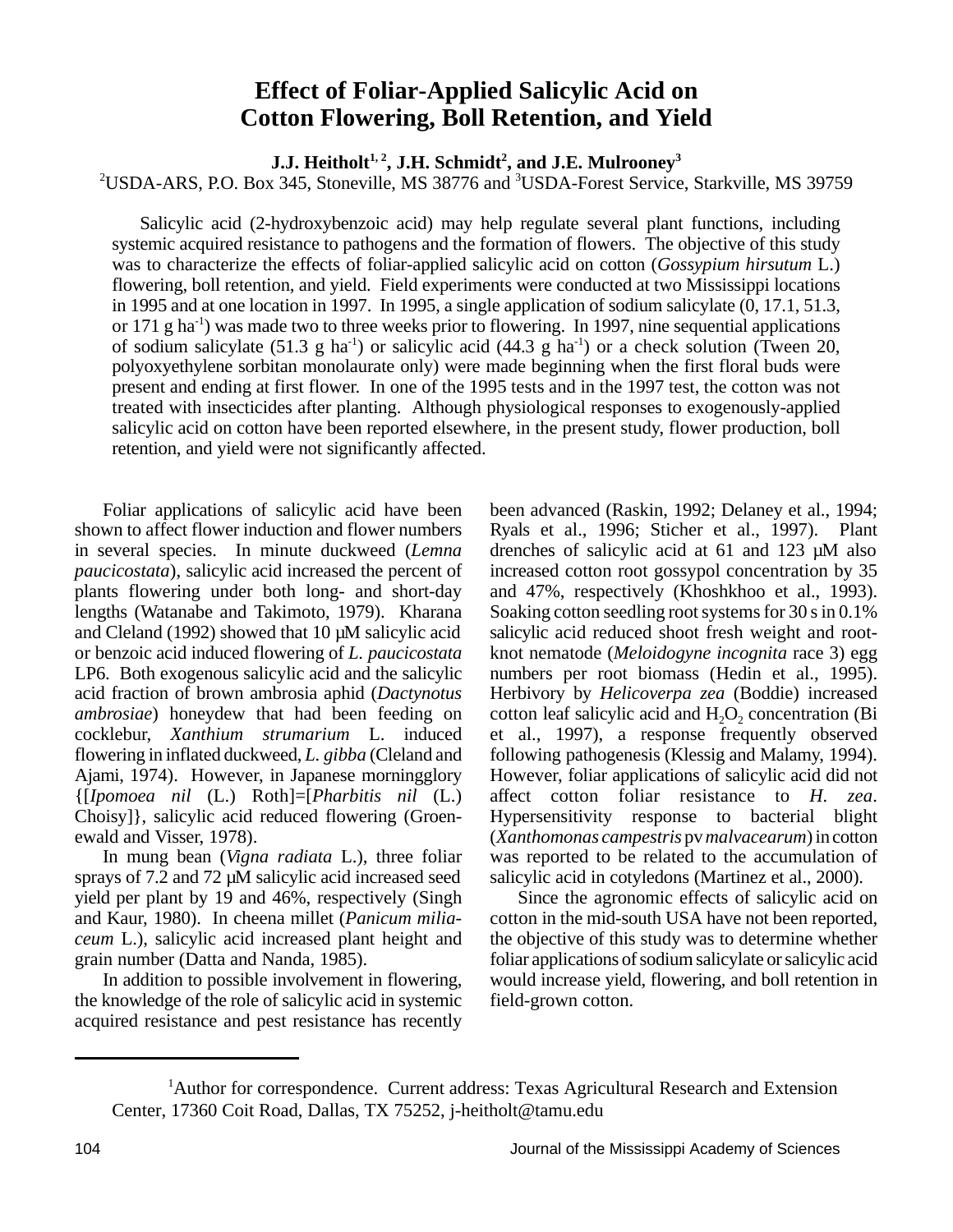# Effect of Foliar-Applied Salicylic Acid on Cotton Flowering, Boll Retention, and Yield

**J.J. Heitholt[1, 2], J.H. Schmidt[2], and J.E. Mulrooney[3]**

[2]USDA-ARS, P.O. Box 345, Stoneville, MS 38776 and [3]USDA-Forest Service, Starkville, MS 39759

Salicylic acid (2-hydroxybenzoic acid) may help regulate several plant functions, including systemic acquired resistance to pathogens and the formation of flowers. The objective of this study was to characterize the effects of foliar-applied salicylic acid on cotton (*Gossypium hirsutum* L.) flowering, boll retention, and yield. Field experiments were conducted at two Mississippi locations in 1995 and at one location in 1997. In 1995, a single application of sodium salicylate (0, 17.1, 51.3, or 171 g $ha^{-1}$) was made two to three weeks prior to flowering. In 1997, nine sequential applications of sodium salicylate (51.3 g $ha^{-1}$) or salicylic acid (44.3 g $ha^{-1}$) or a check solution (Tween 20, polyoxyethylene sorbitan monolaurate only) were made beginning when the first floral buds were present and ending at first flower. In one of the 1995 tests and in the 1997 test, the cotton was not treated with insecticides after planting. Although physiological responses to exogenously-applied salicylic acid on cotton have been reported elsewhere, in the present study, flower production, boll retention, and yield were not significantly affected.

Foliar applications of salicylic acid have been shown to affect flower induction and flower numbers in several species. In minute duckweed (*Lemna paucicostata*), salicylic acid increased the percent of plants flowering under both long- and short-day lengths (Watanabe and Takimoto, 1979). Kharana and Cleland (1992) showed that 10 µM salicylic acid or benzoic acid induced flowering of *L. paucicostata* LP6. Both exogenous salicylic acid and the salicylic acid fraction of brown ambrosia aphid (*Dactynotus ambrosiae*) honeydew that had been feeding on cocklebur, *Xanthium strumarium* L. induced flowering in inflated duckweed, *L. gibba* (Cleland and Ajami, 1974). However, in Japanese morningglory {[*Ipomoea nil* (L.) Roth]=[*Pharbitis nil* (L.) Choisy]}, salicylic acid reduced flowering (Groenewald and Visser, 1978).

In mung bean (*Vigna radiata* L.), three foliar sprays of 7.2 and 72 µM salicylic acid increased seed yield per plant by 19 and 46%, respectively (Singh and Kaur, 1980). In cheena millet (*Panicum miliaceum* L.), salicylic acid increased plant height and grain number (Datta and Nanda, 1985).

In addition to possible involvement in flowering, the knowledge of the role of salicylic acid in systemic acquired resistance and pest resistance has recently been advanced (Raskin, 1992; Delaney et al., 1994; Ryals et al., 1996; Sticher et al., 1997). Plant drenches of salicylic acid at 61 and 123 µM also increased cotton root gossypol concentration by 35 and 47%, respectively (Khoshkhoo et al., 1993). Soaking cotton seedling root systems for 30 s in 0.1% salicylic acid reduced shoot fresh weight and root-knot nematode (*Meloidogyne incognita* race 3) egg numbers per root biomass (Hedin et al., 1995). Herbivory by *Helicoverpa zea* (Boddie) increased cotton leaf salicylic acid and $H_2O_2$ concentration (Bi et al., 1997), a response frequently observed following pathogenesis (Klessig and Malamy, 1994). However, foliar applications of salicylic acid did not affect cotton foliar resistance to *H. zea*. Hypersensitivity response to bacterial blight (*Xanthomonas campestris* pv *malvacearum*) in cotton was reported to be related to the accumulation of salicylic acid in cotyledons (Martinez et al., 2000).

Since the agronomic effects of salicylic acid on cotton in the mid-south USA have not been reported, the objective of this study was to determine whether foliar applications of sodium salicylate or salicylic acid would increase yield, flowering, and boll retention in field-grown cotton.

[1]Author for correspondence. Current address: Texas Agricultural Research and Extension Center, 17360 Coit Road, Dallas, TX 75252, j-heitholt@tamu.edu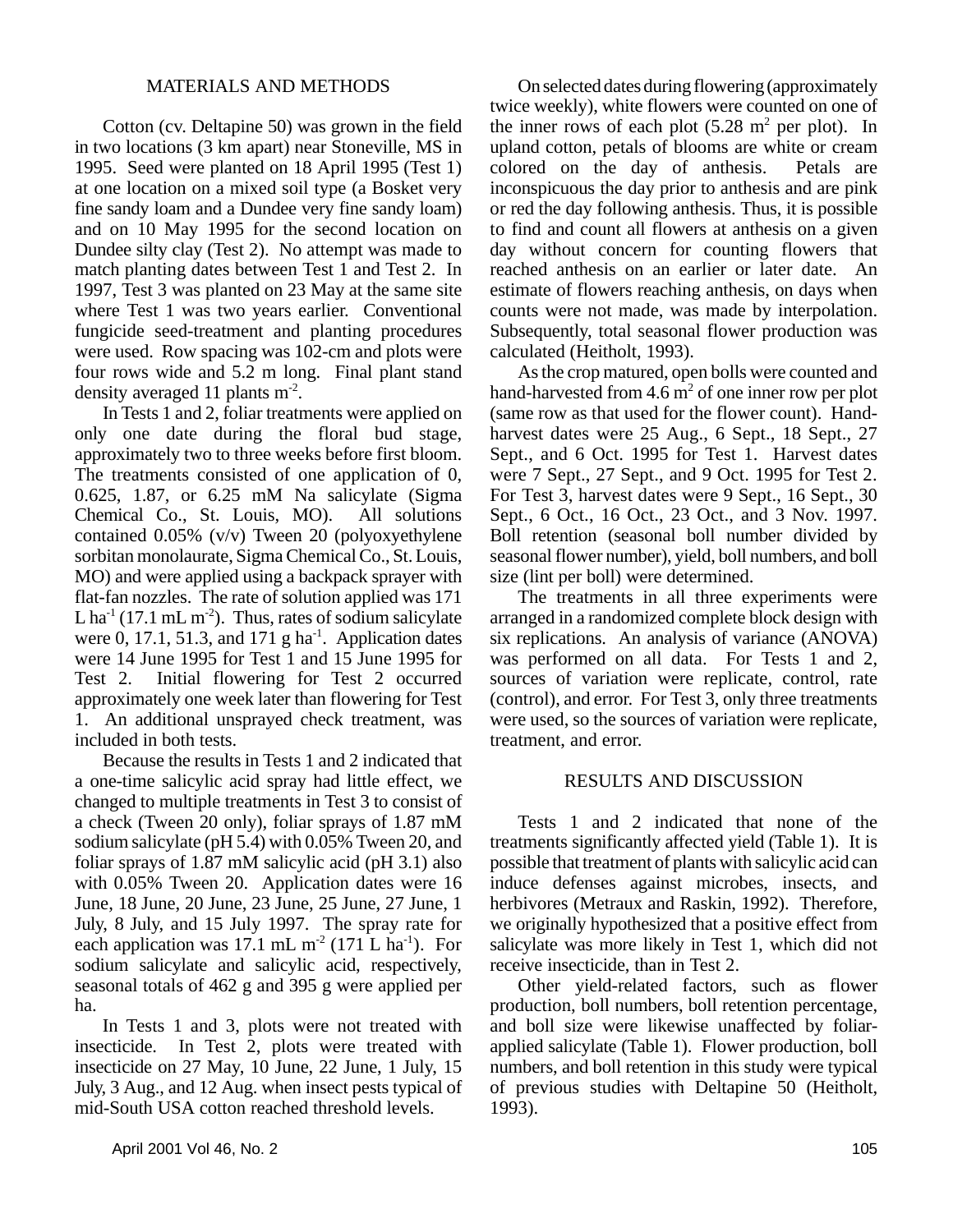## MATERIALS AND METHODS

Cotton (cv. Deltapine 50) was grown in the field in two locations (3 km apart) near Stoneville, MS in 1995. Seed were planted on 18 April 1995 (Test 1) at one location on a mixed soil type (a Bosket very fine sandy loam and a Dundee very fine sandy loam) and on 10 May 1995 for the second location on Dundee silty clay (Test 2). No attempt was made to match planting dates between Test 1 and Test 2. In 1997, Test 3 was planted on 23 May at the same site where Test 1 was two years earlier. Conventional fungicide seed-treatment and planting procedures were used. Row spacing was 102-cm and plots were four rows wide and 5.2 m long. Final plant stand density averaged 11 plants $m^{-2}$.

In Tests 1 and 2, foliar treatments were applied on only one date during the floral bud stage, approximately two to three weeks before first bloom. The treatments consisted of one application of 0, 0.625, 1.87, or 6.25 mM Na salicylate (Sigma Chemical Co., St. Louis, MO). All solutions contained 0.05% (v/v) Tween 20 (polyoxyethylene sorbitan monolaurate, Sigma Chemical Co., St. Louis, MO) and were applied using a backpack sprayer with flat-fan nozzles. The rate of solution applied was 171 L $ha^{-1}$ (17.1 mL $m^{-2}$). Thus, rates of sodium salicylate were 0, 17.1, 51.3, and 171 g $ha^{-1}$. Application dates were 14 June 1995 for Test 1 and 15 June 1995 for Test 2. Initial flowering for Test 2 occurred approximately one week later than flowering for Test 1. An additional unsprayed check treatment, was included in both tests.

Because the results in Tests 1 and 2 indicated that a one-time salicylic acid spray had little effect, we changed to multiple treatments in Test 3 to consist of a check (Tween 20 only), foliar sprays of 1.87 mM sodium salicylate (pH 5.4) with 0.05% Tween 20, and foliar sprays of 1.87 mM salicylic acid (pH 3.1) also with 0.05% Tween 20. Application dates were 16 June, 18 June, 20 June, 23 June, 25 June, 27 June, 1 July, 8 July, and 15 July 1997. The spray rate for each application was 17.1 mL $m^{-2}$ (171 L $ha^{-1}$). For sodium salicylate and salicylic acid, respectively, seasonal totals of 462 g and 395 g were applied per ha.

In Tests 1 and 3, plots were not treated with insecticide. In Test 2, plots were treated with insecticide on 27 May, 10 June, 22 June, 1 July, 15 July, 3 Aug., and 12 Aug. when insect pests typical of mid-South USA cotton reached threshold levels.

On selected dates during flowering (approximately twice weekly), white flowers were counted on one of the inner rows of each plot (5.28 $m^2$ per plot). In upland cotton, petals of blooms are white or cream colored on the day of anthesis. Petals are inconspicuous the day prior to anthesis and are pink or red the day following anthesis. Thus, it is possible to find and count all flowers at anthesis on a given day without concern for counting flowers that reached anthesis on an earlier or later date. An estimate of flowers reaching anthesis, on days when counts were not made, was made by interpolation. Subsequently, total seasonal flower production was calculated (Heitholt, 1993).

As the crop matured, open bolls were counted and hand-harvested from 4.6 $m^2$ of one inner row per plot (same row as that used for the flower count). Hand-harvest dates were 25 Aug., 6 Sept., 18 Sept., 27 Sept., and 6 Oct. 1995 for Test 1. Harvest dates were 7 Sept., 27 Sept., and 9 Oct. 1995 for Test 2. For Test 3, harvest dates were 9 Sept., 16 Sept., 30 Sept., 6 Oct., 16 Oct., 23 Oct., and 3 Nov. 1997. Boll retention (seasonal boll number divided by seasonal flower number), yield, boll numbers, and boll size (lint per boll) were determined.

The treatments in all three experiments were arranged in a randomized complete block design with six replications. An analysis of variance (ANOVA) was performed on all data. For Tests 1 and 2, sources of variation were replicate, control, rate (control), and error. For Test 3, only three treatments were used, so the sources of variation were replicate, treatment, and error.

## RESULTS AND DISCUSSION

Tests 1 and 2 indicated that none of the treatments significantly affected yield (Table 1). It is possible that treatment of plants with salicylic acid can induce defenses against microbes, insects, and herbivores (Metraux and Raskin, 1992). Therefore, we originally hypothesized that a positive effect from salicylate was more likely in Test 1, which did not receive insecticide, than in Test 2.

Other yield-related factors, such as flower production, boll numbers, boll retention percentage, and boll size were likewise unaffected by foliar-applied salicylate (Table 1). Flower production, boll numbers, and boll retention in this study were typical of previous studies with Deltapine 50 (Heitholt, 1993).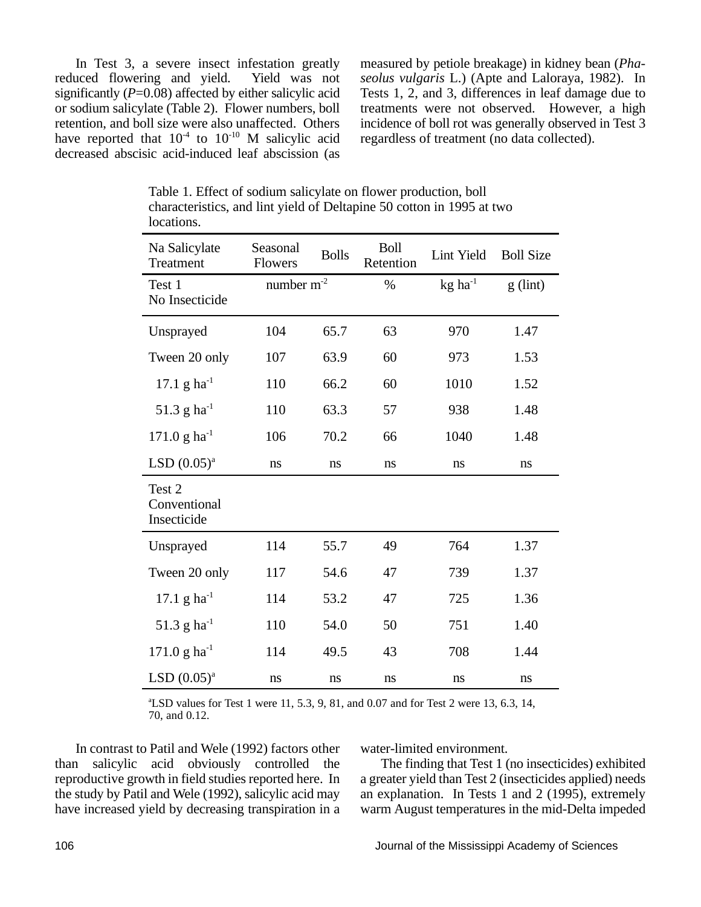In Test 3, a severe insect infestation greatly reduced flowering and yield. Yield was not significantly ($P$=0.08) affected by either salicylic acid or sodium salicylate (Table 2). Flower numbers, boll retention, and boll size were also unaffected. Others have reported that $10^{-4}$ to $10^{-10}$ M salicylic acid decreased abscisic acid-induced leaf abscission (as measured by petiole breakage) in kidney bean (*Phaseolus vulgaris* L.) (Apte and Laloraya, 1982). In Tests 1, 2, and 3, differences in leaf damage due to treatments were not observed. However, a high incidence of boll rot was generally observed in Test 3 regardless of treatment (no data collected).

Table 1. Effect of sodium salicylate on flower production, boll characteristics, and lint yield of Deltapine 50 cotton in 1995 at two locations.

| Na Salicylate Treatment | Seasonal Flowers | Bolls | Boll Retention | Lint Yield | Boll Size |
|---|---|---|---|---|---|
| Test 1 No Insecticide | number $m^{-2}$ | | % | kg $ha^{-1}$ | g (lint) |
| Unsprayed | 104 | 65.7 | 63 | 970 | 1.47 |
| Tween 20 only | 107 | 63.9 | 60 | 973 | 1.53 |
| 17.1 g $ha^{-1}$ | 110 | 66.2 | 60 | 1010 | 1.52 |
| 51.3 g $ha^{-1}$ | 110 | 63.3 | 57 | 938 | 1.48 |
| 171.0 g $ha^{-1}$ | 106 | 70.2 | 66 | 1040 | 1.48 |
| LSD (0.05)[a] | ns | ns | ns | ns | ns |
| Test 2 Conventional Insecticide | | | | | |
| Unsprayed | 114 | 55.7 | 49 | 764 | 1.37 |
| Tween 20 only | 117 | 54.6 | 47 | 739 | 1.37 |
| 17.1 g $ha^{-1}$ | 114 | 53.2 | 47 | 725 | 1.36 |
| 51.3 g $ha^{-1}$ | 110 | 54.0 | 50 | 751 | 1.40 |
| 171.0 g $ha^{-1}$ | 114 | 49.5 | 43 | 708 | 1.44 |
| LSD (0.05)[a] | ns | ns | ns | ns | ns |

[a]LSD values for Test 1 were 11, 5.3, 9, 81, and 0.07 and for Test 2 were 13, 6.3, 14, 70, and 0.12.

In contrast to Patil and Wele (1992) factors other than salicylic acid obviously controlled the reproductive growth in field studies reported here. In the study by Patil and Wele (1992), salicylic acid may have increased yield by decreasing transpiration in a water-limited environment.

The finding that Test 1 (no insecticides) exhibited a greater yield than Test 2 (insecticides applied) needs an explanation. In Tests 1 and 2 (1995), extremely warm August temperatures in the mid-Delta impeded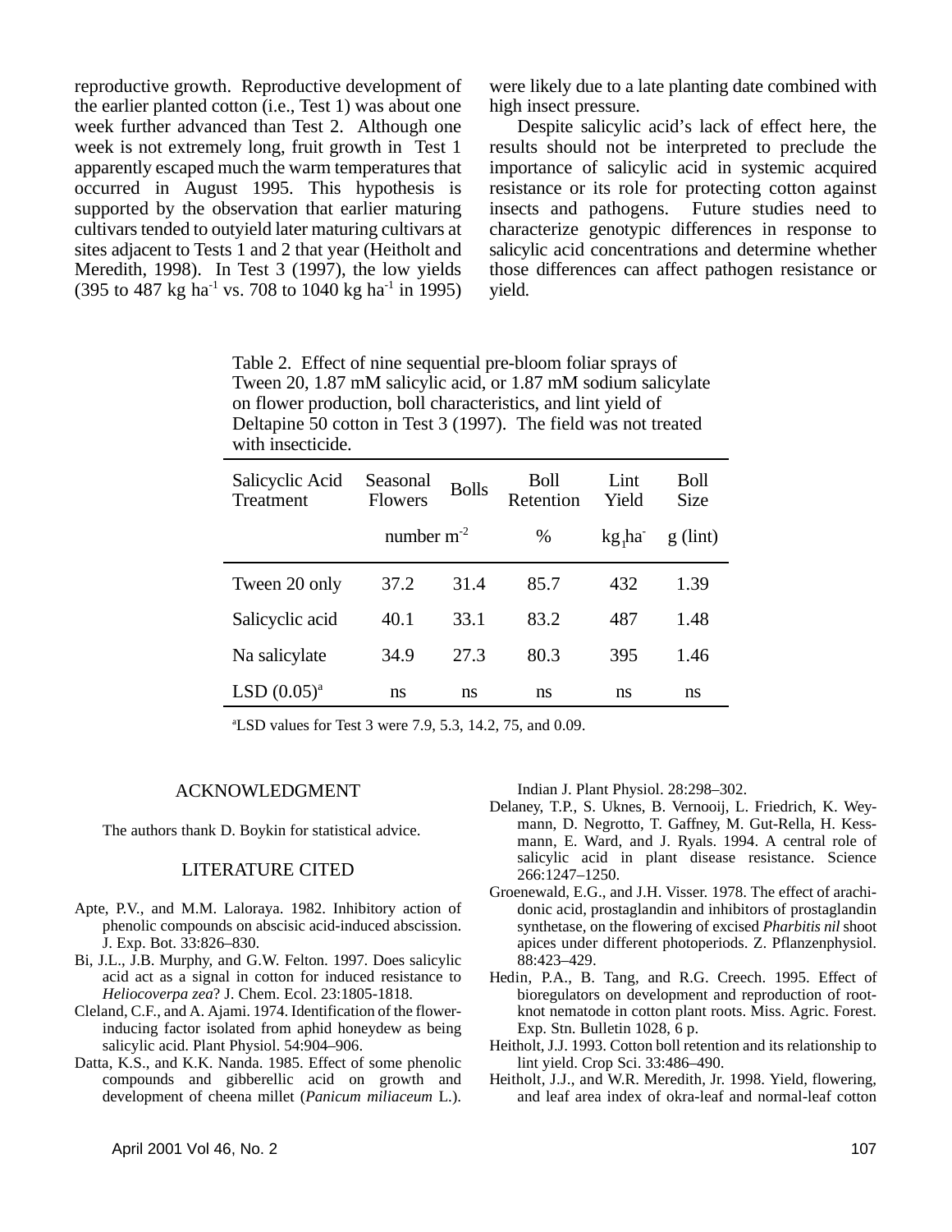reproductive growth. Reproductive development of the earlier planted cotton (i.e., Test 1) was about one week further advanced than Test 2. Although one week is not extremely long, fruit growth in Test 1 apparently escaped much the warm temperatures that occurred in August 1995. This hypothesis is supported by the observation that earlier maturing cultivars tended to outyield later maturing cultivars at sites adjacent to Tests 1 and 2 that year (Heitholt and Meredith, 1998). In Test 3 (1997), the low yields (395 to 487 kg $ha^{-1}$ vs. 708 to 1040 kg $ha^{-1}$ in 1995) were likely due to a late planting date combined with high insect pressure.

Despite salicylic acid's lack of effect here, the results should not be interpreted to preclude the importance of salicylic acid in systemic acquired resistance or its role for protecting cotton against insects and pathogens. Future studies need to characterize genotypic differences in response to salicylic acid concentrations and determine whether those differences can affect pathogen resistance or yield.

Table 2. Effect of nine sequential pre-bloom foliar sprays of Tween 20, 1.87 mM salicylic acid, or 1.87 mM sodium salicylate on flower production, boll characteristics, and lint yield of Deltapine 50 cotton in Test 3 (1997). The field was not treated with insecticide.

| Salicyclic Acid Treatment | Seasonal Flowers | Bolls | Boll Retention | Lint Yield | Boll Size |
|---|---|---|---|---|---|
| | number $m^{-2}$ | | % | kg $ha^{-1}$ | g (lint) |
| Tween 20 only | 37.2 | 31.4 | 85.7 | 432 | 1.39 |
| Salicyclic acid | 40.1 | 33.1 | 83.2 | 487 | 1.48 |
| Na salicylate | 34.9 | 27.3 | 80.3 | 395 | 1.46 |
| LSD (0.05)[a] | ns | ns | ns | ns | ns |

[a]LSD values for Test 3 were 7.9, 5.3, 14.2, 75, and 0.09.

## ACKNOWLEDGMENT

The authors thank D. Boykin for statistical advice.

## LITERATURE CITED

Apte, P.V., and M.M. Laloraya. 1982. Inhibitory action of phenolic compounds on abscisic acid-induced abscission. J. Exp. Bot. 33:826–830.

Bi, J.L., J.B. Murphy, and G.W. Felton. 1997. Does salicylic acid act as a signal in cotton for induced resistance to *Heliocoverpa zea*? J. Chem. Ecol. 23:1805-1818.

Cleland, C.F., and A. Ajami. 1974. Identification of the flower-inducing factor isolated from aphid honeydew as being salicylic acid. Plant Physiol. 54:904–906.

Datta, K.S., and K.K. Nanda. 1985. Effect of some phenolic compounds and gibberellic acid on growth and development of cheena millet (*Panicum miliaceum* L.). Indian J. Plant Physiol. 28:298–302.

Delaney, T.P., S. Uknes, B. Vernooij, L. Friedrich, K. Weymann, D. Negrotto, T. Gaffney, M. Gut-Rella, H. Kessmann, E. Ward, and J. Ryals. 1994. A central role of salicylic acid in plant disease resistance. Science 266:1247–1250.

Groenewald, E.G., and J.H. Visser. 1978. The effect of arachidonic acid, prostaglandin and inhibitors of prostaglandin synthetase, on the flowering of excised *Pharbitis nil* shoot apices under different photoperiods. Z. Pflanzenphysiol. 88:423–429.

Hedin, P.A., B. Tang, and R.G. Creech. 1995. Effect of bioregulators on development and reproduction of root-knot nematode in cotton plant roots. Miss. Agric. Forest. Exp. Stn. Bulletin 1028, 6 p.

Heitholt, J.J. 1993. Cotton boll retention and its relationship to lint yield. Crop Sci. 33:486–490.

Heitholt, J.J., and W.R. Meredith, Jr. 1998. Yield, flowering, and leaf area index of okra-leaf and normal-leaf cotton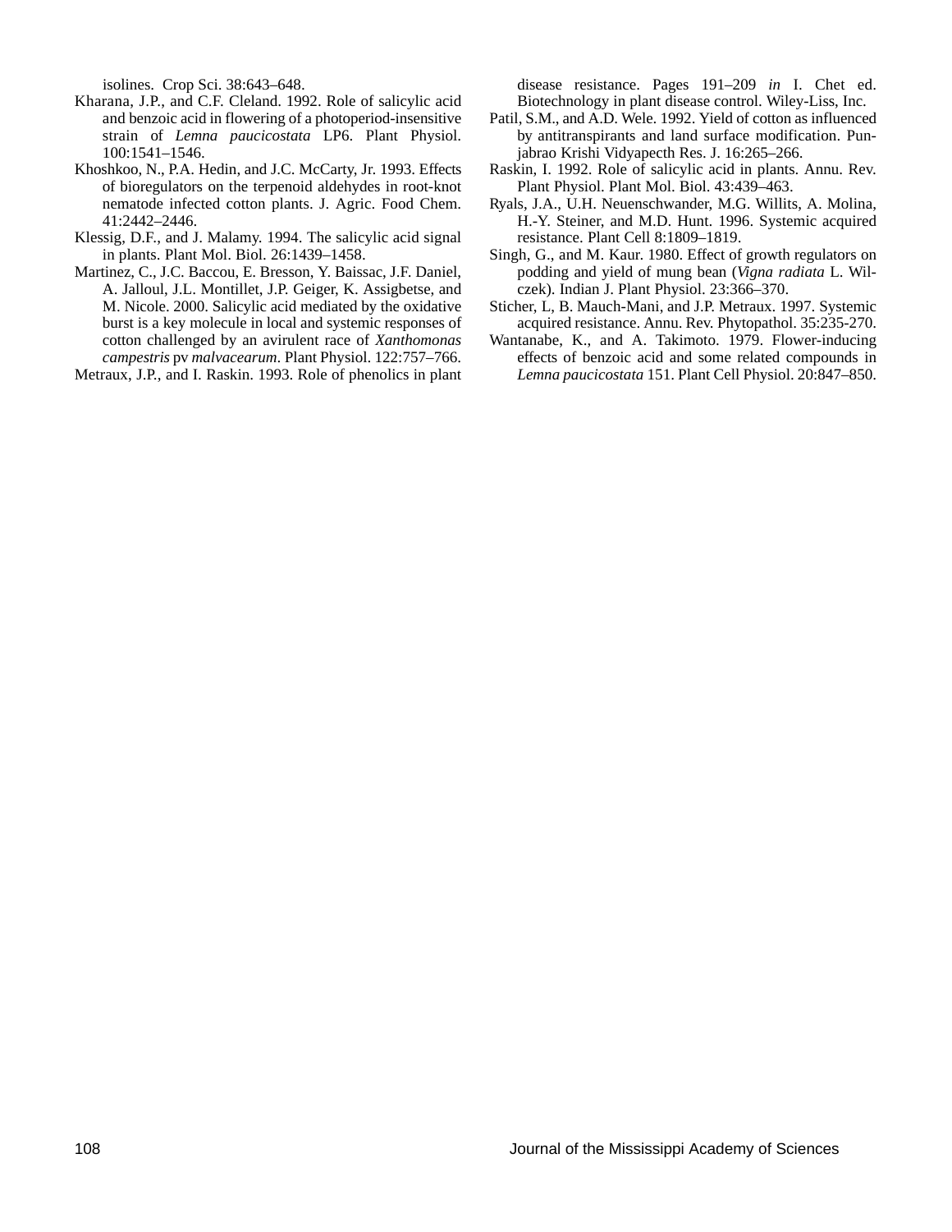isolines. Crop Sci. 38:643–648.

Kharana, J.P., and C.F. Cleland. 1992. Role of salicylic acid and benzoic acid in flowering of a photoperiod-insensitive strain of *Lemna paucicostata* LP6. Plant Physiol. 100:1541–1546.

Khoshkoo, N., P.A. Hedin, and J.C. McCarty, Jr. 1993. Effects of bioregulators on the terpenoid aldehydes in root-knot nematode infected cotton plants. J. Agric. Food Chem. 41:2442–2446.

Klessig, D.F., and J. Malamy. 1994. The salicylic acid signal in plants. Plant Mol. Biol. 26:1439–1458.

Martinez, C., J.C. Baccou, E. Bresson, Y. Baissac, J.F. Daniel, A. Jalloul, J.L. Montillet, J.P. Geiger, K. Assigbetse, and M. Nicole. 2000. Salicylic acid mediated by the oxidative burst is a key molecule in local and systemic responses of cotton challenged by an avirulent race of *Xanthomonas campestris* pv *malvacearum*. Plant Physiol. 122:757–766.

Metraux, J.P., and I. Raskin. 1993. Role of phenolics in plant disease resistance. Pages 191–209 *in* I. Chet ed. Biotechnology in plant disease control. Wiley-Liss, Inc.

Patil, S.M., and A.D. Wele. 1992. Yield of cotton as influenced by antitranspirants and land surface modification. Punjabrao Krishi Vidyapecth Res. J. 16:265–266.

Raskin, I. 1992. Role of salicylic acid in plants. Annu. Rev. Plant Physiol. Plant Mol. Biol. 43:439–463.

Ryals, J.A., U.H. Neuenschwander, M.G. Willits, A. Molina, H.-Y. Steiner, and M.D. Hunt. 1996. Systemic acquired resistance. Plant Cell 8:1809–1819.

Singh, G., and M. Kaur. 1980. Effect of growth regulators on podding and yield of mung bean (*Vigna radiata* L. Wilczek). Indian J. Plant Physiol. 23:366–370.

Sticher, L, B. Mauch-Mani, and J.P. Metraux. 1997. Systemic acquired resistance. Annu. Rev. Phytopathol. 35:235-270.

Wantanabe, K., and A. Takimoto. 1979. Flower-inducing effects of benzoic acid and some related compounds in *Lemna paucicostata* 151. Plant Cell Physiol. 20:847–850.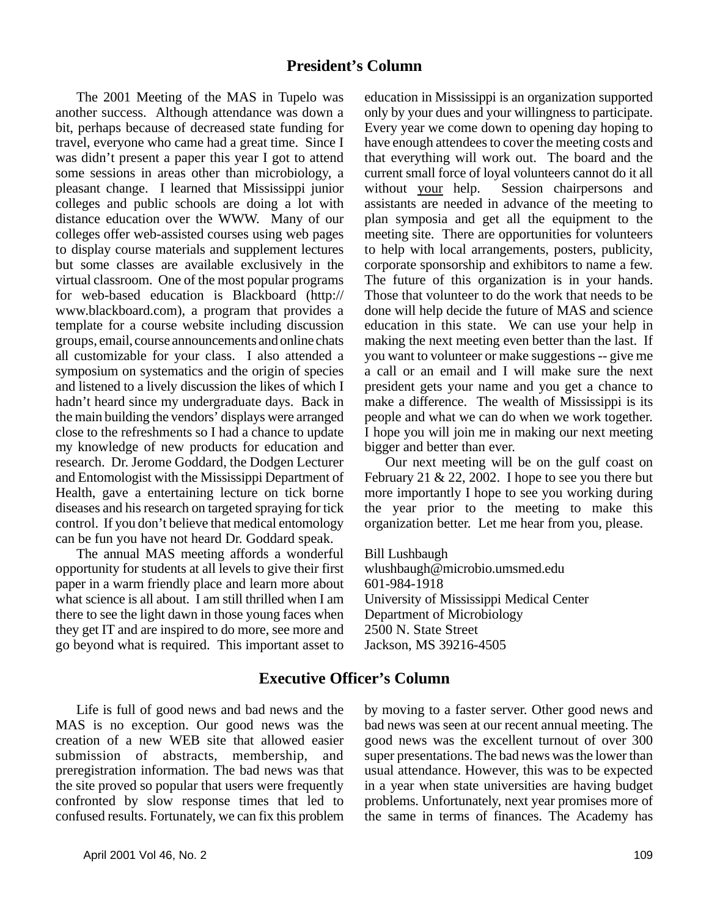## President's Column

The 2001 Meeting of the MAS in Tupelo was another success. Although attendance was down a bit, perhaps because of decreased state funding for travel, everyone who came had a great time. Since I was didn't present a paper this year I got to attend some sessions in areas other than microbiology, a pleasant change. I learned that Mississippi junior colleges and public schools are doing a lot with distance education over the WWW. Many of our colleges offer web-assisted courses using web pages to display course materials and supplement lectures but some classes are available exclusively in the virtual classroom. One of the most popular programs for web-based education is Blackboard (http://www.blackboard.com), a program that provides a template for a course website including discussion groups, email, course announcements and online chats all customizable for your class. I also attended a symposium on systematics and the origin of species and listened to a lively discussion the likes of which I hadn't heard since my undergraduate days. Back in the main building the vendors' displays were arranged close to the refreshments so I had a chance to update my knowledge of new products for education and research. Dr. Jerome Goddard, the Dodgen Lecturer and Entomologist with the Mississippi Department of Health, gave a entertaining lecture on tick borne diseases and his research on targeted spraying for tick control. If you don't believe that medical entomology can be fun you have not heard Dr. Goddard speak.

The annual MAS meeting affords a wonderful opportunity for students at all levels to give their first paper in a warm friendly place and learn more about what science is all about. I am still thrilled when I am there to see the light dawn in those young faces when they get IT and are inspired to do more, see more and go beyond what is required. This important asset to education in Mississippi is an organization supported only by your dues and your willingness to participate. Every year we come down to opening day hoping to have enough attendees to cover the meeting costs and that everything will work out. The board and the current small force of loyal volunteers cannot do it all without <u>your</u> help. Session chairpersons and assistants are needed in advance of the meeting to plan symposia and get all the equipment to the meeting site. There are opportunities for volunteers to help with local arrangements, posters, publicity, corporate sponsorship and exhibitors to name a few. The future of this organization is in your hands. Those that volunteer to do the work that needs to be done will help decide the future of MAS and science education in this state. We can use your help in making the next meeting even better than the last. If you want to volunteer or make suggestions -- give me a call or an email and I will make sure the next president gets your name and you get a chance to make a difference. The wealth of Mississippi is its people and what we can do when we work together. I hope you will join me in making our next meeting bigger and better than ever.

Our next meeting will be on the gulf coast on February 21 & 22, 2002. I hope to see you there but more importantly I hope to see you working during the year prior to the meeting to make this organization better. Let me hear from you, please.

Bill Lushbaugh
wlushbaugh@microbio.umsmed.edu
601-984-1918
University of Mississippi Medical Center
Department of Microbiology
2500 N. State Street
Jackson, MS 39216-4505

## Executive Officer's Column

Life is full of good news and bad news and the MAS is no exception. Our good news was the creation of a new WEB site that allowed easier submission of abstracts, membership, and preregistration information. The bad news was that the site proved so popular that users were frequently confronted by slow response times that led to confused results. Fortunately, we can fix this problem by moving to a faster server. Other good news and bad news was seen at our recent annual meeting. The good news was the excellent turnout of over 300 super presentations. The bad news was the lower than usual attendance. However, this was to be expected in a year when state universities are having budget problems. Unfortunately, next year promises more of the same in terms of finances. The Academy has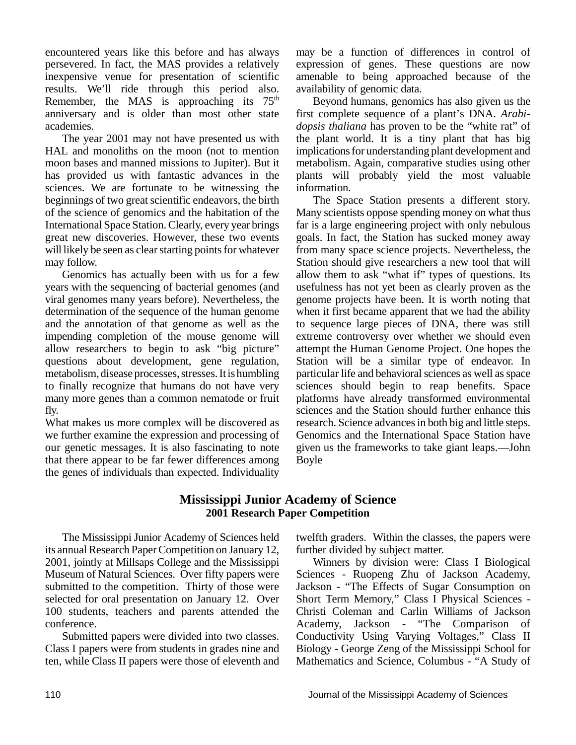encountered years like this before and has always persevered. In fact, the MAS provides a relatively inexpensive venue for presentation of scientific results. We'll ride through this period also. Remember, the MAS is approaching its 75th anniversary and is older than most other state academies.

The year 2001 may not have presented us with HAL and monoliths on the moon (not to mention moon bases and manned missions to Jupiter). But it has provided us with fantastic advances in the sciences. We are fortunate to be witnessing the beginnings of two great scientific endeavors, the birth of the science of genomics and the habitation of the International Space Station. Clearly, every year brings great new discoveries. However, these two events will likely be seen as clear starting points for whatever may follow.

Genomics has actually been with us for a few years with the sequencing of bacterial genomes (and viral genomes many years before). Nevertheless, the determination of the sequence of the human genome and the annotation of that genome as well as the impending completion of the mouse genome will allow researchers to begin to ask "big picture" questions about development, gene regulation, metabolism, disease processes, stresses. It is humbling to finally recognize that humans do not have very many more genes than a common nematode or fruit fly.

What makes us more complex will be discovered as we further examine the expression and processing of our genetic messages. It is also fascinating to note that there appear to be far fewer differences among the genes of individuals than expected. Individuality may be a function of differences in control of expression of genes. These questions are now amenable to being approached because of the availability of genomic data.

Beyond humans, genomics has also given us the first complete sequence of a plant's DNA. *Arabidopsis thaliana* has proven to be the "white rat" of the plant world. It is a tiny plant that has big implications for understanding plant development and metabolism. Again, comparative studies using other plants will probably yield the most valuable information.

The Space Station presents a different story. Many scientists oppose spending money on what thus far is a large engineering project with only nebulous goals. In fact, the Station has sucked money away from many space science projects. Nevertheless, the Station should give researchers a new tool that will allow them to ask "what if" types of questions. Its usefulness has not yet been as clearly proven as the genome projects have been. It is worth noting that when it first became apparent that we had the ability to sequence large pieces of DNA, there was still extreme controversy over whether we should even attempt the Human Genome Project. One hopes the Station will be a similar type of endeavor. In particular life and behavioral sciences as well as space sciences should begin to reap benefits. Space platforms have already transformed environmental sciences and the Station should further enhance this research. Science advances in both big and little steps. Genomics and the International Space Station have given us the frameworks to take giant leaps.—John Boyle

## Mississippi Junior Academy of Science
### 2001 Research Paper Competition

The Mississippi Junior Academy of Sciences held its annual Research Paper Competition on January 12, 2001, jointly at Millsaps College and the Mississippi Museum of Natural Sciences. Over fifty papers were submitted to the competition. Thirty of those were selected for oral presentation on January 12. Over 100 students, teachers and parents attended the conference.

Submitted papers were divided into two classes. Class I papers were from students in grades nine and ten, while Class II papers were those of eleventh and twelfth graders. Within the classes, the papers were further divided by subject matter.

Winners by division were: Class I Biological Sciences - Ruopeng Zhu of Jackson Academy, Jackson - "The Effects of Sugar Consumption on Short Term Memory," Class I Physical Sciences - Christi Coleman and Carlin Williams of Jackson Academy, Jackson - "The Comparison of Conductivity Using Varying Voltages," Class II Biology - George Zeng of the Mississippi School for Mathematics and Science, Columbus - "A Study of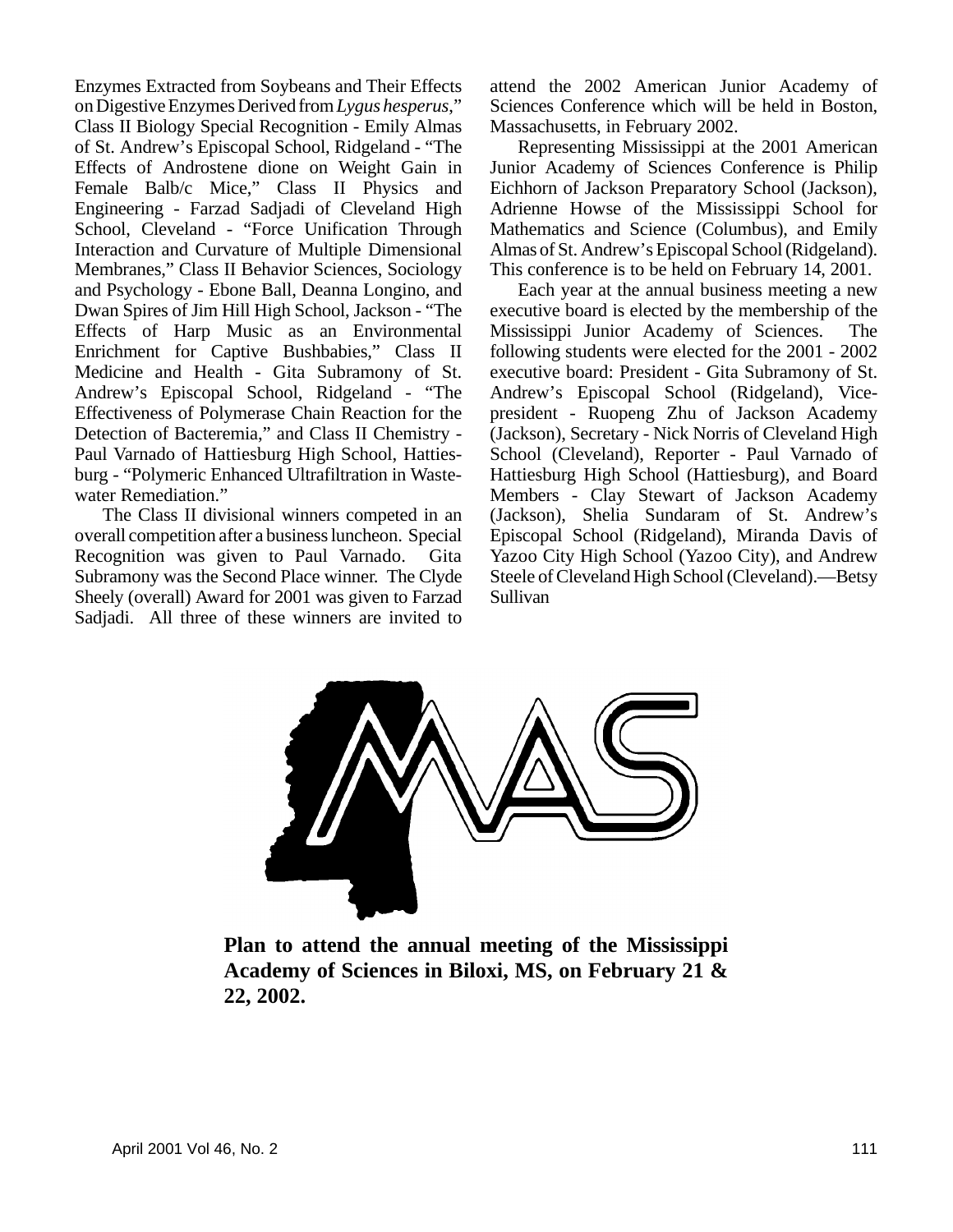Enzymes Extracted from Soybeans and Their Effects on Digestive Enzymes Derived from *Lygus hesperus*," Class II Biology Special Recognition - Emily Almas of St. Andrew's Episcopal School, Ridgeland - "The Effects of Androstene dione on Weight Gain in Female Balb/c Mice," Class II Physics and Engineering - Farzad Sadjadi of Cleveland High School, Cleveland - "Force Unification Through Interaction and Curvature of Multiple Dimensional Membranes," Class II Behavior Sciences, Sociology and Psychology - Ebone Ball, Deanna Longino, and Dwan Spires of Jim Hill High School, Jackson - "The Effects of Harp Music as an Environmental Enrichment for Captive Bushbabies," Class II Medicine and Health - Gita Subramony of St. Andrew's Episcopal School, Ridgeland - "The Effectiveness of Polymerase Chain Reaction for the Detection of Bacteremia," and Class II Chemistry - Paul Varnado of Hattiesburg High School, Hattiesburg - "Polymeric Enhanced Ultrafiltration in Wastewater Remediation."

The Class II divisional winners competed in an overall competition after a business luncheon. Special Recognition was given to Paul Varnado. Gita Subramony was the Second Place winner. The Clyde Sheely (overall) Award for 2001 was given to Farzad Sadjadi. All three of these winners are invited to attend the 2002 American Junior Academy of Sciences Conference which will be held in Boston, Massachusetts, in February 2002.

Representing Mississippi at the 2001 American Junior Academy of Sciences Conference is Philip Eichhorn of Jackson Preparatory School (Jackson), Adrienne Howse of the Mississippi School for Mathematics and Science (Columbus), and Emily Almas of St. Andrew's Episcopal School (Ridgeland). This conference is to be held on February 14, 2001.

Each year at the annual business meeting a new executive board is elected by the membership of the Mississippi Junior Academy of Sciences. The following students were elected for the 2001 - 2002 executive board: President - Gita Subramony of St. Andrew's Episcopal School (Ridgeland), Vice-president - Ruopeng Zhu of Jackson Academy (Jackson), Secretary - Nick Norris of Cleveland High School (Cleveland), Reporter - Paul Varnado of Hattiesburg High School (Hattiesburg), and Board Members - Clay Stewart of Jackson Academy (Jackson), Shelia Sundaram of St. Andrew's Episcopal School (Ridgeland), Miranda Davis of Yazoo City High School (Yazoo City), and Andrew Steele of Cleveland High School (Cleveland).—Betsy Sullivan

**Plan to attend the annual meeting of the Mississippi Academy of Sciences in Biloxi, MS, on February 21 & 22, 2002.**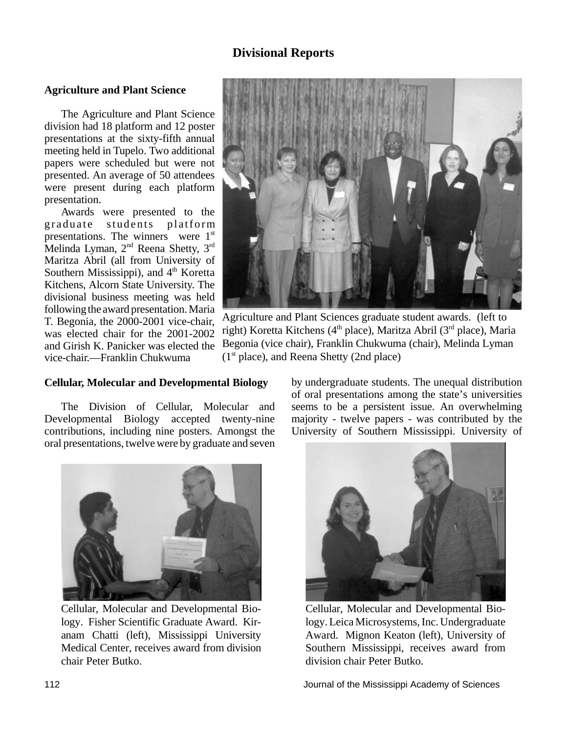# Divisional Reports

## Agriculture and Plant Science

The Agriculture and Plant Science division had 18 platform and 12 poster presentations at the sixty-fifth annual meeting held in Tupelo. Two additional papers were scheduled but were not presented. An average of 50 attendees were present during each platform presentation.

Awards were presented to the graduate students platform presentations. The winners were 1st Melinda Lyman, 2nd Reena Shetty, 3rd Maritza Abril (all from University of Southern Mississippi), and 4th Koretta Kitchens, Alcorn State University. The divisional business meeting was held following the award presentation. Maria T. Begonia, the 2000-2001 vice-chair, was elected chair for the 2001-2002 and Girish K. Panicker was elected the vice-chair.—Franklin Chukwuma

Agriculture and Plant Sciences graduate student awards. (left to right) Koretta Kitchens (4th place), Maritza Abril (3rd place), Maria Begonia (vice chair), Franklin Chukwuma (chair), Melinda Lyman (1st place), and Reena Shetty (2nd place)

## Cellular, Molecular and Developmental Biology

The Division of Cellular, Molecular and Developmental Biology accepted twenty-nine contributions, including nine posters. Amongst the oral presentations, twelve were by graduate and seven by undergraduate students. The unequal distribution of oral presentations among the state's universities seems to be a persistent issue. An overwhelming majority - twelve papers - was contributed by the University of Southern Mississippi. University of

Cellular, Molecular and Developmental Biology. Fisher Scientific Graduate Award. Kiranam Chatti (left), Mississippi University Medical Center, receives award from division chair Peter Butko.

Cellular, Molecular and Developmental Biology. Leica Microsystems, Inc. Undergraduate Award. Mignon Keaton (left), University of Southern Mississippi, receives award from division chair Peter Butko.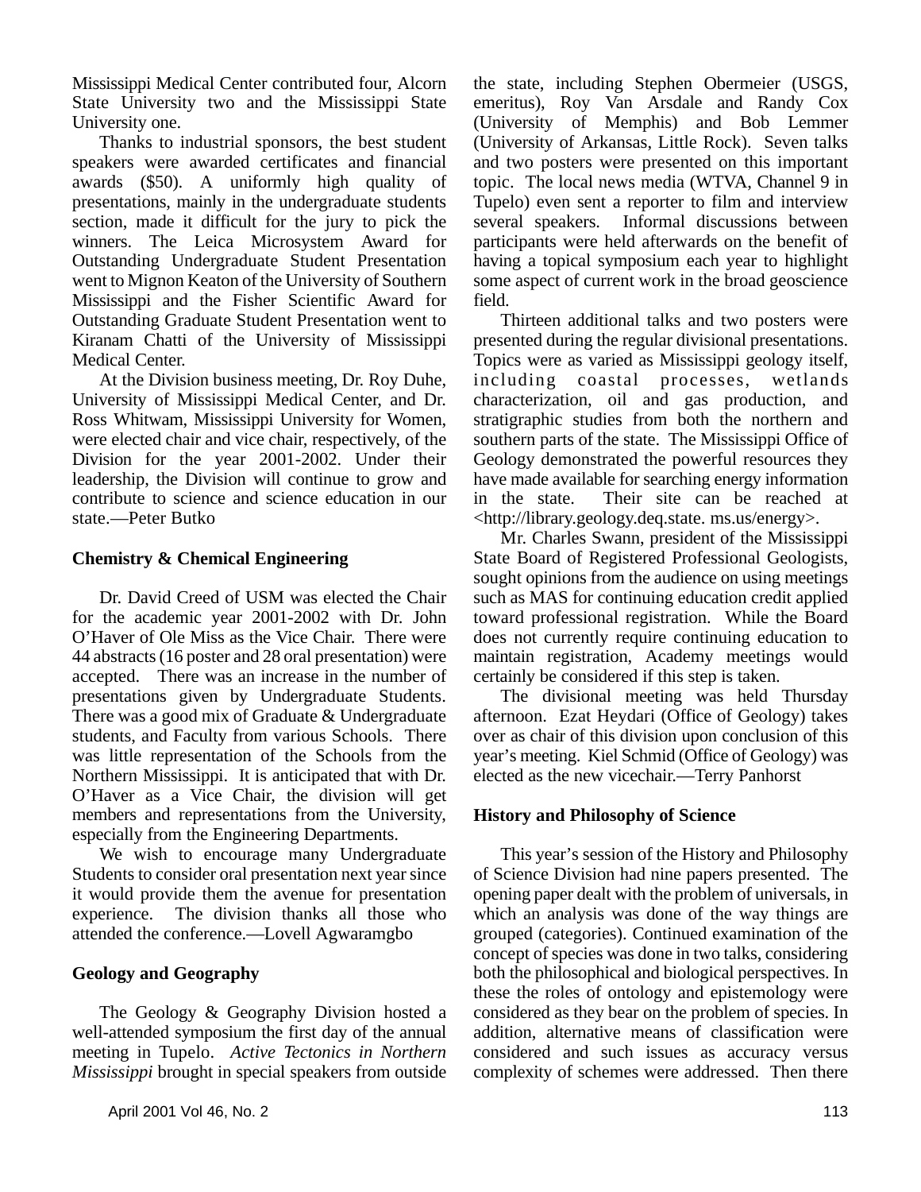Mississippi Medical Center contributed four, Alcorn State University two and the Mississippi State University one.

Thanks to industrial sponsors, the best student speakers were awarded certificates and financial awards ($50). A uniformly high quality of presentations, mainly in the undergraduate students section, made it difficult for the jury to pick the winners. The Leica Microsystem Award for Outstanding Undergraduate Student Presentation went to Mignon Keaton of the University of Southern Mississippi and the Fisher Scientific Award for Outstanding Graduate Student Presentation went to Kiranam Chatti of the University of Mississippi Medical Center.

At the Division business meeting, Dr. Roy Duhe, University of Mississippi Medical Center, and Dr. Ross Whitwam, Mississippi University for Women, were elected chair and vice chair, respectively, of the Division for the year 2001-2002. Under their leadership, the Division will continue to grow and contribute to science and science education in our state.—Peter Butko

**Chemistry & Chemical Engineering**

Dr. David Creed of USM was elected the Chair for the academic year 2001-2002 with Dr. John O'Haver of Ole Miss as the Vice Chair. There were 44 abstracts (16 poster and 28 oral presentation) were accepted. There was an increase in the number of presentations given by Undergraduate Students. There was a good mix of Graduate & Undergraduate students, and Faculty from various Schools. There was little representation of the Schools from the Northern Mississippi. It is anticipated that with Dr. O'Haver as a Vice Chair, the division will get members and representations from the University, especially from the Engineering Departments.

We wish to encourage many Undergraduate Students to consider oral presentation next year since it would provide them the avenue for presentation experience. The division thanks all those who attended the conference.—Lovell Agwaramgbo

**Geology and Geography**

The Geology & Geography Division hosted a well-attended symposium the first day of the annual meeting in Tupelo. *Active Tectonics in Northern Mississippi* brought in special speakers from outside the state, including Stephen Obermeier (USGS, emeritus), Roy Van Arsdale and Randy Cox (University of Memphis) and Bob Lemmer (University of Arkansas, Little Rock). Seven talks and two posters were presented on this important topic. The local news media (WTVA, Channel 9 in Tupelo) even sent a reporter to film and interview several speakers. Informal discussions between participants were held afterwards on the benefit of having a topical symposium each year to highlight some aspect of current work in the broad geoscience field.

Thirteen additional talks and two posters were presented during the regular divisional presentations. Topics were as varied as Mississippi geology itself, including coastal processes, wetlands characterization, oil and gas production, and stratigraphic studies from both the northern and southern parts of the state. The Mississippi Office of Geology demonstrated the powerful resources they have made available for searching energy information in the state. Their site can be reached at <http://library.geology.deq.state. ms.us/energy>.

Mr. Charles Swann, president of the Mississippi State Board of Registered Professional Geologists, sought opinions from the audience on using meetings such as MAS for continuing education credit applied toward professional registration. While the Board does not currently require continuing education to maintain registration, Academy meetings would certainly be considered if this step is taken.

The divisional meeting was held Thursday afternoon. Ezat Heydari (Office of Geology) takes over as chair of this division upon conclusion of this year's meeting. Kiel Schmid (Office of Geology) was elected as the new vicechair.—Terry Panhorst

**History and Philosophy of Science**

This year's session of the History and Philosophy of Science Division had nine papers presented. The opening paper dealt with the problem of universals, in which an analysis was done of the way things are grouped (categories). Continued examination of the concept of species was done in two talks, considering both the philosophical and biological perspectives. In these the roles of ontology and epistemology were considered as they bear on the problem of species. In addition, alternative means of classification were considered and such issues as accuracy versus complexity of schemes were addressed. Then there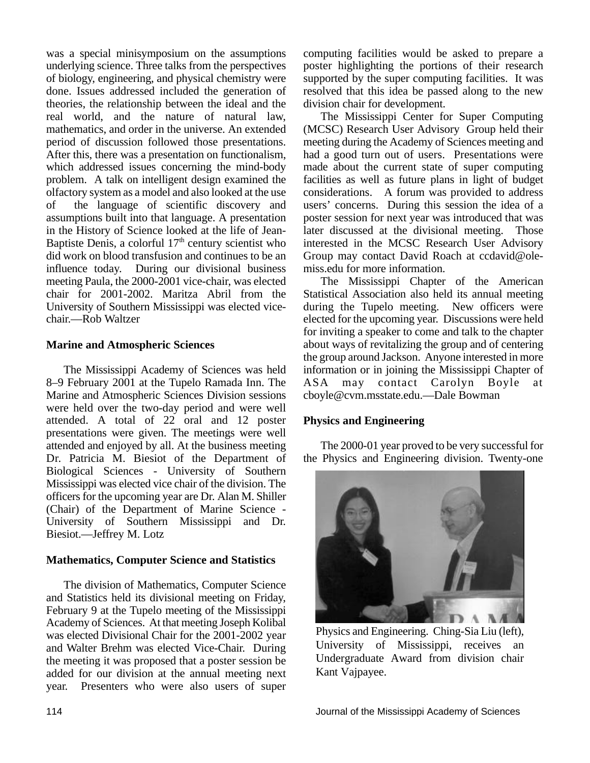was a special minisymposium on the assumptions underlying science. Three talks from the perspectives of biology, engineering, and physical chemistry were done. Issues addressed included the generation of theories, the relationship between the ideal and the real world, and the nature of natural law, mathematics, and order in the universe. An extended period of discussion followed those presentations. After this, there was a presentation on functionalism, which addressed issues concerning the mind-body problem. A talk on intelligent design examined the olfactory system as a model and also looked at the use of the language of scientific discovery and assumptions built into that language. A presentation in the History of Science looked at the life of Jean-Baptiste Denis, a colorful 17th century scientist who did work on blood transfusion and continues to be an influence today. During our divisional business meeting Paula, the 2000-2001 vice-chair, was elected chair for 2001-2002. Maritza Abril from the University of Southern Mississippi was elected vice-chair.—Rob Waltzer

### Marine and Atmospheric Sciences

The Mississippi Academy of Sciences was held 8–9 February 2001 at the Tupelo Ramada Inn. The Marine and Atmospheric Sciences Division sessions were held over the two-day period and were well attended. A total of 22 oral and 12 poster presentations were given. The meetings were well attended and enjoyed by all. At the business meeting Dr. Patricia M. Biesiot of the Department of Biological Sciences - University of Southern Mississippi was elected vice chair of the division. The officers for the upcoming year are Dr. Alan M. Shiller (Chair) of the Department of Marine Science - University of Southern Mississippi and Dr. Biesiot.—Jeffrey M. Lotz

### Mathematics, Computer Science and Statistics

The division of Mathematics, Computer Science and Statistics held its divisional meeting on Friday, February 9 at the Tupelo meeting of the Mississippi Academy of Sciences. At that meeting Joseph Kolibal was elected Divisional Chair for the 2001-2002 year and Walter Brehm was elected Vice-Chair. During the meeting it was proposed that a poster session be added for our division at the annual meeting next year. Presenters who were also users of super computing facilities would be asked to prepare a poster highlighting the portions of their research supported by the super computing facilities. It was resolved that this idea be passed along to the new division chair for development.

The Mississippi Center for Super Computing (MCSC) Research User Advisory Group held their meeting during the Academy of Sciences meeting and had a good turn out of users. Presentations were made about the current state of super computing facilities as well as future plans in light of budget considerations. A forum was provided to address users' concerns. During this session the idea of a poster session for next year was introduced that was later discussed at the divisional meeting. Those interested in the MCSC Research User Advisory Group may contact David Roach at ccdavid@olemiss.edu for more information.

The Mississippi Chapter of the American Statistical Association also held its annual meeting during the Tupelo meeting. New officers were elected for the upcoming year. Discussions were held for inviting a speaker to come and talk to the chapter about ways of revitalizing the group and of centering the group around Jackson. Anyone interested in more information or in joining the Mississippi Chapter of ASA may contact Carolyn Boyle at cboyle@cvm.msstate.edu.—Dale Bowman

### Physics and Engineering

The 2000-01 year proved to be very successful for the Physics and Engineering division. Twenty-one

Physics and Engineering. Ching-Sia Liu (left), University of Mississippi, receives an Undergraduate Award from division chair Kant Vajpayee.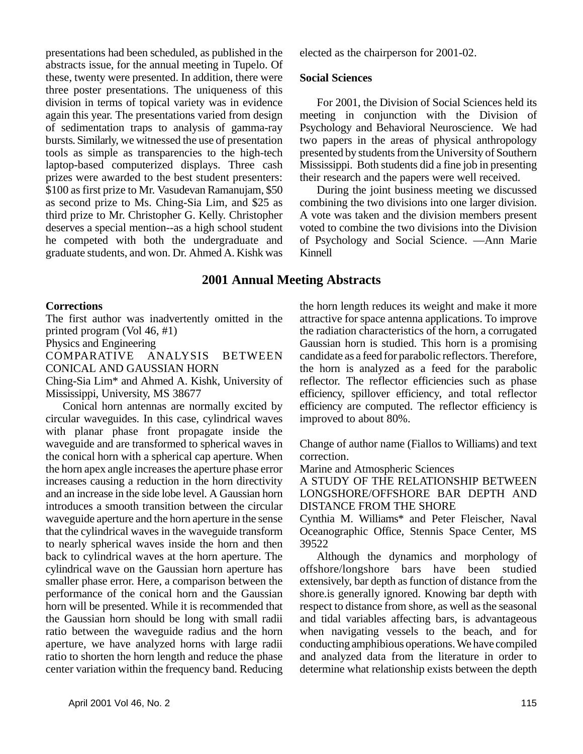presentations had been scheduled, as published in the abstracts issue, for the annual meeting in Tupelo. Of these, twenty were presented. In addition, there were three poster presentations. The uniqueness of this division in terms of topical variety was in evidence again this year. The presentations varied from design of sedimentation traps to analysis of gamma-ray bursts. Similarly, we witnessed the use of presentation tools as simple as transparencies to the high-tech laptop-based computerized displays. Three cash prizes were awarded to the best student presenters: $100 as first prize to Mr. Vasudevan Ramanujam, $50 as second prize to Ms. Ching-Sia Lim, and $25 as third prize to Mr. Christopher G. Kelly. Christopher deserves a special mention--as a high school student he competed with both the undergraduate and graduate students, and won. Dr. Ahmed A. Kishk was elected as the chairperson for 2001-02.

**Social Sciences**

For 2001, the Division of Social Sciences held its meeting in conjunction with the Division of Psychology and Behavioral Neuroscience. We had two papers in the areas of physical anthropology presented by students from the University of Southern Mississippi. Both students did a fine job in presenting their research and the papers were well received.

During the joint business meeting we discussed combining the two divisions into one larger division. A vote was taken and the division members present voted to combine the two divisions into the Division of Psychology and Social Science. —Ann Marie Kinnell

## 2001 Annual Meeting Abstracts

**Corrections**

The first author was inadvertently omitted in the printed program (Vol 46, #1)

Physics and Engineering

COMPARATIVE ANALYSIS BETWEEN CONICAL AND GAUSSIAN HORN

Ching-Sia Lim* and Ahmed A. Kishk, University of Mississippi, University, MS 38677

Conical horn antennas are normally excited by circular waveguides. In this case, cylindrical waves with planar phase front propagate inside the waveguide and are transformed to spherical waves in the conical horn with a spherical cap aperture. When the horn apex angle increases the aperture phase error increases causing a reduction in the horn directivity and an increase in the side lobe level. A Gaussian horn introduces a smooth transition between the circular waveguide aperture and the horn aperture in the sense that the cylindrical waves in the waveguide transform to nearly spherical waves inside the horn and then back to cylindrical waves at the horn aperture. The cylindrical wave on the Gaussian horn aperture has smaller phase error. Here, a comparison between the performance of the conical horn and the Gaussian horn will be presented. While it is recommended that the Gaussian horn should be long with small radii ratio between the waveguide radius and the horn aperture, we have analyzed horns with large radii ratio to shorten the horn length and reduce the phase center variation within the frequency band. Reducing the horn length reduces its weight and make it more attractive for space antenna applications. To improve the radiation characteristics of the horn, a corrugated Gaussian horn is studied. This horn is a promising candidate as a feed for parabolic reflectors. Therefore, the horn is analyzed as a feed for the parabolic reflector. The reflector efficiencies such as phase efficiency, spillover efficiency, and total reflector efficiency are computed. The reflector efficiency is improved to about 80%.

Change of author name (Fiallos to Williams) and text correction.

Marine and Atmospheric Sciences

A STUDY OF THE RELATIONSHIP BETWEEN LONGSHORE/OFFSHORE BAR DEPTH AND DISTANCE FROM THE SHORE

Cynthia M. Williams* and Peter Fleischer, Naval Oceanographic Office, Stennis Space Center, MS 39522

Although the dynamics and morphology of offshore/longshore bars have been studied extensively, bar depth as function of distance from the shore.is generally ignored. Knowing bar depth with respect to distance from shore, as well as the seasonal and tidal variables affecting bars, is advantageous when navigating vessels to the beach, and for conducting amphibious operations. We have compiled and analyzed data from the literature in order to determine what relationship exists between the depth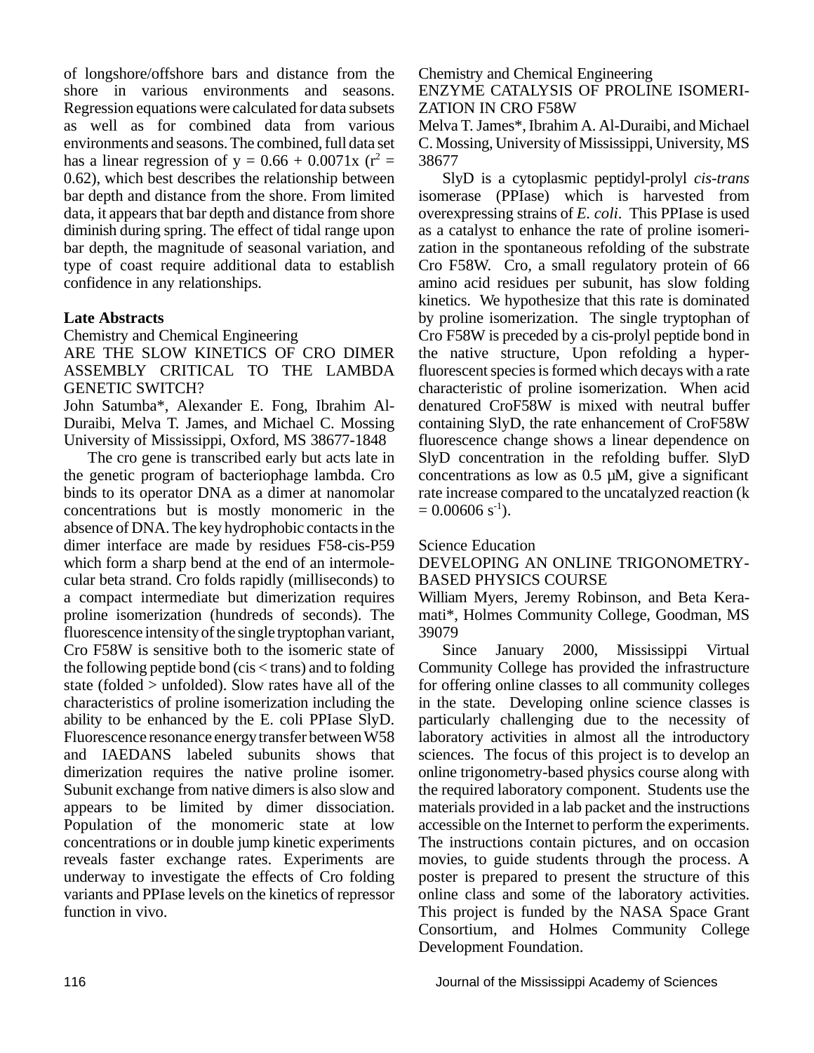of longshore/offshore bars and distance from the shore in various environments and seasons. Regression equations were calculated for data subsets as well as for combined data from various environments and seasons. The combined, full data set has a linear regression of $y = 0.66 + 0.0071x$ ($r^2 = 0.62$), which best describes the relationship between bar depth and distance from the shore. From limited data, it appears that bar depth and distance from shore diminish during spring. The effect of tidal range upon bar depth, the magnitude of seasonal variation, and type of coast require additional data to establish confidence in any relationships.

## Late Abstracts

Chemistry and Chemical Engineering

### ARE THE SLOW KINETICS OF CRO DIMER ASSEMBLY CRITICAL TO THE LAMBDA GENETIC SWITCH?

John Satumba*, Alexander E. Fong, Ibrahim Al-Duraibi, Melva T. James, and Michael C. Mossing University of Mississippi, Oxford, MS 38677-1848

The cro gene is transcribed early but acts late in the genetic program of bacteriophage lambda. Cro binds to its operator DNA as a dimer at nanomolar concentrations but is mostly monomeric in the absence of DNA. The key hydrophobic contacts in the dimer interface are made by residues F58-cis-P59 which form a sharp bend at the end of an intermolecular beta strand. Cro folds rapidly (milliseconds) to a compact intermediate but dimerization requires proline isomerization (hundreds of seconds). The fluorescence intensity of the single tryptophan variant, Cro F58W is sensitive both to the isomeric state of the following peptide bond (cis < trans) and to folding state (folded > unfolded). Slow rates have all of the characteristics of proline isomerization including the ability to be enhanced by the E. coli PPIase SlyD. Fluorescence resonance energy transfer between W58 and IAEDANS labeled subunits shows that dimerization requires the native proline isomer. Subunit exchange from native dimers is also slow and appears to be limited by dimer dissociation. Population of the monomeric state at low concentrations or in double jump kinetic experiments reveals faster exchange rates. Experiments are underway to investigate the effects of Cro folding variants and PPIase levels on the kinetics of repressor function in vivo.

Chemistry and Chemical Engineering

### ENZYME CATALYSIS OF PROLINE ISOMERIZATION IN CRO F58W

Melva T. James*, Ibrahim A. Al-Duraibi, and Michael C. Mossing, University of Mississippi, University, MS 38677

SlyD is a cytoplasmic peptidyl-prolyl *cis-trans* isomerase (PPIase) which is harvested from overexpressing strains of *E. coli*. This PPIase is used as a catalyst to enhance the rate of proline isomerization in the spontaneous refolding of the substrate Cro F58W. Cro, a small regulatory protein of 66 amino acid residues per subunit, has slow folding kinetics. We hypothesize that this rate is dominated by proline isomerization. The single tryptophan of Cro F58W is preceded by a cis-prolyl peptide bond in the native structure, Upon refolding a hyper-fluorescent species is formed which decays with a rate characteristic of proline isomerization. When acid denatured CroF58W is mixed with neutral buffer containing SlyD, the rate enhancement of CroF58W fluorescence change shows a linear dependence on SlyD concentration in the refolding buffer. SlyD concentrations as low as 0.5 µM, give a significant rate increase compared to the uncatalyzed reaction ($k = 0.00606\ s^{-1}$).

Science Education

### DEVELOPING AN ONLINE TRIGONOMETRY-BASED PHYSICS COURSE

William Myers, Jeremy Robinson, and Beta Keramati*, Holmes Community College, Goodman, MS 39079

Since January 2000, Mississippi Virtual Community College has provided the infrastructure for offering online classes to all community colleges in the state. Developing online science classes is particularly challenging due to the necessity of laboratory activities in almost all the introductory sciences. The focus of this project is to develop an online trigonometry-based physics course along with the required laboratory component. Students use the materials provided in a lab packet and the instructions accessible on the Internet to perform the experiments. The instructions contain pictures, and on occasion movies, to guide students through the process. A poster is prepared to present the structure of this online class and some of the laboratory activities. This project is funded by the NASA Space Grant Consortium, and Holmes Community College Development Foundation.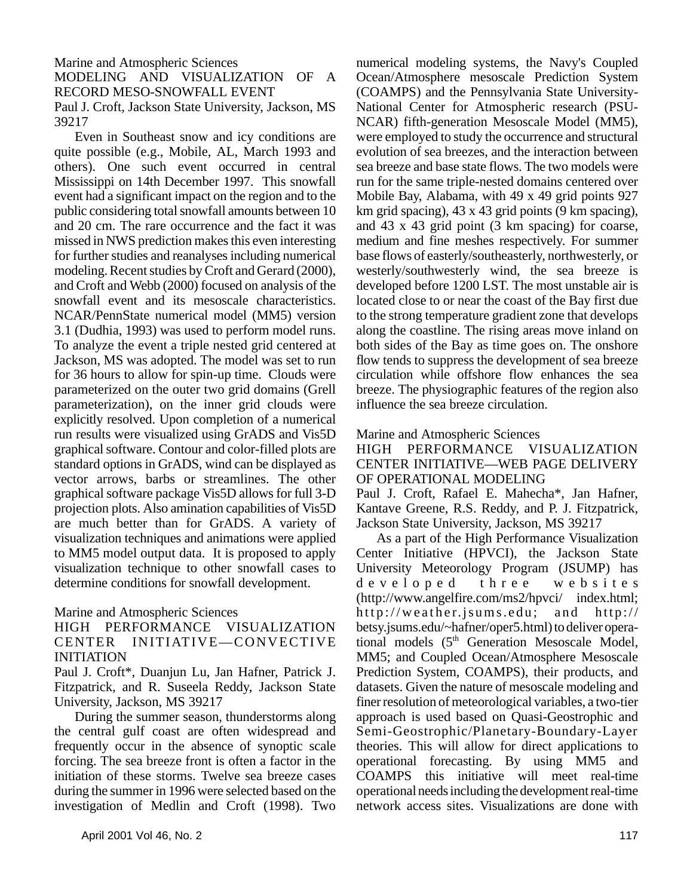Marine and Atmospheric Sciences

## MODELING AND VISUALIZATION OF A RECORD MESO-SNOWFALL EVENT

Paul J. Croft, Jackson State University, Jackson, MS 39217

Even in Southeast snow and icy conditions are quite possible (e.g., Mobile, AL, March 1993 and others). One such event occurred in central Mississippi on 14th December 1997. This snowfall event had a significant impact on the region and to the public considering total snowfall amounts between 10 and 20 cm. The rare occurrence and the fact it was missed in NWS prediction makes this even interesting for further studies and reanalyses including numerical modeling. Recent studies by Croft and Gerard (2000), and Croft and Webb (2000) focused on analysis of the snowfall event and its mesoscale characteristics. NCAR/PennState numerical model (MM5) version 3.1 (Dudhia, 1993) was used to perform model runs. To analyze the event a triple nested grid centered at Jackson, MS was adopted. The model was set to run for 36 hours to allow for spin-up time. Clouds were parameterized on the outer two grid domains (Grell parameterization), on the inner grid clouds were explicitly resolved. Upon completion of a numerical run results were visualized using GrADS and Vis5D graphical software. Contour and color-filled plots are standard options in GrADS, wind can be displayed as vector arrows, barbs or streamlines. The other graphical software package Vis5D allows for full 3-D projection plots. Also amination capabilities of Vis5D are much better than for GrADS. A variety of visualization techniques and animations were applied to MM5 model output data. It is proposed to apply visualization technique to other snowfall cases to determine conditions for snowfall development.

Marine and Atmospheric Sciences

## HIGH PERFORMANCE VISUALIZATION CENTER INITIATIVE—CONVECTIVE INITIATION

Paul J. Croft*, Duanjun Lu, Jan Hafner, Patrick J. Fitzpatrick, and R. Suseela Reddy, Jackson State University, Jackson, MS 39217

During the summer season, thunderstorms along the central gulf coast are often widespread and frequently occur in the absence of synoptic scale forcing. The sea breeze front is often a factor in the initiation of these storms. Twelve sea breeze cases during the summer in 1996 were selected based on the investigation of Medlin and Croft (1998). Two numerical modeling systems, the Navy's Coupled Ocean/Atmosphere mesoscale Prediction System (COAMPS) and the Pennsylvania State University-National Center for Atmospheric research (PSU-NCAR) fifth-generation Mesoscale Model (MM5), were employed to study the occurrence and structural evolution of sea breezes, and the interaction between sea breeze and base state flows. The two models were run for the same triple-nested domains centered over Mobile Bay, Alabama, with 49 x 49 grid points 927 km grid spacing), 43 x 43 grid points (9 km spacing), and 43 x 43 grid point (3 km spacing) for coarse, medium and fine meshes respectively. For summer base flows of easterly/southeasterly, northwesterly, or westerly/southwesterly wind, the sea breeze is developed before 1200 LST. The most unstable air is located close to or near the coast of the Bay first due to the strong temperature gradient zone that develops along the coastline. The rising areas move inland on both sides of the Bay as time goes on. The onshore flow tends to suppress the development of sea breeze circulation while offshore flow enhances the sea breeze. The physiographic features of the region also influence the sea breeze circulation.

Marine and Atmospheric Sciences

## HIGH PERFORMANCE VISUALIZATION CENTER INITIATIVE—WEB PAGE DELIVERY OF OPERATIONAL MODELING

Paul J. Croft, Rafael E. Mahecha*, Jan Hafner, Kantave Greene, R.S. Reddy, and P. J. Fitzpatrick, Jackson State University, Jackson, MS 39217

As a part of the High Performance Visualization Center Initiative (HPVCI), the Jackson State University Meteorology Program (JSUMP) has developed three websites (http://www.angelfire.com/ms2/hpvci/ index.html; http://weather.jsums.edu; and http://betsy.jsums.edu/~hafner/oper5.html) to deliver operational models (5th Generation Mesoscale Model, MM5; and Coupled Ocean/Atmosphere Mesoscale Prediction System, COAMPS), their products, and datasets. Given the nature of mesoscale modeling and finer resolution of meteorological variables, a two-tier approach is used based on Quasi-Geostrophic and Semi-Geostrophic/Planetary-Boundary-Layer theories. This will allow for direct applications to operational forecasting. By using MM5 and COAMPS this initiative will meet real-time operational needs including the development real-time network access sites. Visualizations are done with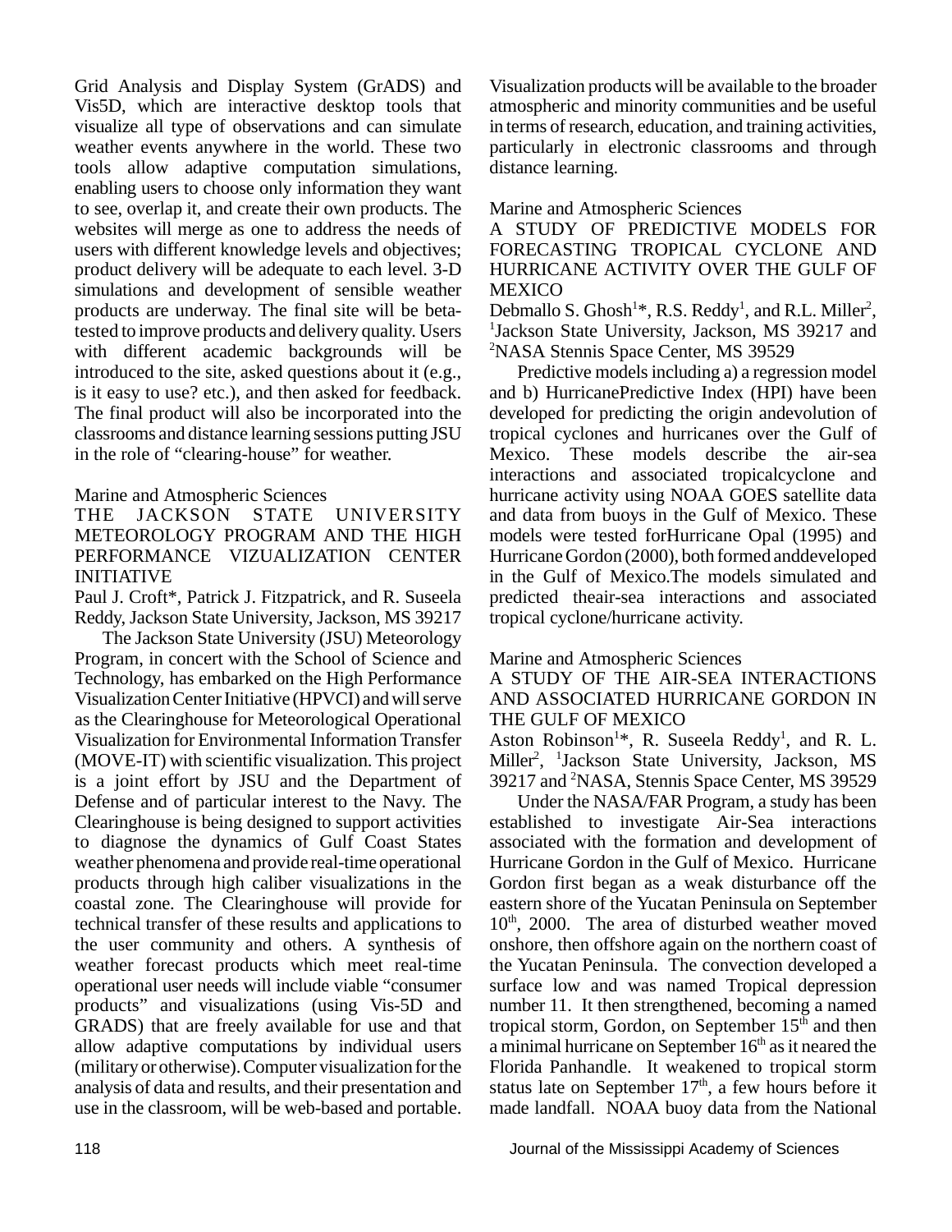Grid Analysis and Display System (GrADS) and Vis5D, which are interactive desktop tools that visualize all type of observations and can simulate weather events anywhere in the world. These two tools allow adaptive computation simulations, enabling users to choose only information they want to see, overlap it, and create their own products. The websites will merge as one to address the needs of users with different knowledge levels and objectives; product delivery will be adequate to each level. 3-D simulations and development of sensible weather products are underway. The final site will be beta-tested to improve products and delivery quality. Users with different academic backgrounds will be introduced to the site, asked questions about it (e.g., is it easy to use? etc.), and then asked for feedback. The final product will also be incorporated into the classrooms and distance learning sessions putting JSU in the role of "clearing-house" for weather.

Marine and Atmospheric Sciences

THE JACKSON STATE UNIVERSITY METEOROLOGY PROGRAM AND THE HIGH PERFORMANCE VIZUALIZATION CENTER INITIATIVE

Paul J. Croft*, Patrick J. Fitzpatrick, and R. Suseela Reddy, Jackson State University, Jackson, MS 39217

The Jackson State University (JSU) Meteorology Program, in concert with the School of Science and Technology, has embarked on the High Performance Visualization Center Initiative (HPVCI) and will serve as the Clearinghouse for Meteorological Operational Visualization for Environmental Information Transfer (MOVE-IT) with scientific visualization. This project is a joint effort by JSU and the Department of Defense and of particular interest to the Navy. The Clearinghouse is being designed to support activities to diagnose the dynamics of Gulf Coast States weather phenomena and provide real-time operational products through high caliber visualizations in the coastal zone. The Clearinghouse will provide for technical transfer of these results and applications to the user community and others. A synthesis of weather forecast products which meet real-time operational user needs will include viable "consumer products" and visualizations (using Vis-5D and GRADS) that are freely available for use and that allow adaptive computations by individual users (military or otherwise). Computer visualization for the analysis of data and results, and their presentation and use in the classroom, will be web-based and portable. Visualization products will be available to the broader atmospheric and minority communities and be useful in terms of research, education, and training activities, particularly in electronic classrooms and through distance learning.

Marine and Atmospheric Sciences

A STUDY OF PREDICTIVE MODELS FOR FORECASTING TROPICAL CYCLONE AND HURRICANE ACTIVITY OVER THE GULF OF MEXICO

Debmallo S. Ghosh[1]*, R.S. Reddy[1], and R.L. Miller[2], [1]Jackson State University, Jackson, MS 39217 and [2]NASA Stennis Space Center, MS 39529

Predictive models including a) a regression model and b) HurricanePredictive Index (HPI) have been developed for predicting the origin andevolution of tropical cyclones and hurricanes over the Gulf of Mexico. These models describe the air-sea interactions and associated tropicalcyclone and hurricane activity using NOAA GOES satellite data and data from buoys in the Gulf of Mexico. These models were tested forHurricane Opal (1995) and Hurricane Gordon (2000), both formed anddeveloped in the Gulf of Mexico.The models simulated and predicted theair-sea interactions and associated tropical cyclone/hurricane activity.

Marine and Atmospheric Sciences

A STUDY OF THE AIR-SEA INTERACTIONS AND ASSOCIATED HURRICANE GORDON IN THE GULF OF MEXICO

Aston Robinson[1]*, R. Suseela Reddy[1], and R. L. Miller[2], [1]Jackson State University, Jackson, MS 39217 and [2]NASA, Stennis Space Center, MS 39529

Under the NASA/FAR Program, a study has been established to investigate Air-Sea interactions associated with the formation and development of Hurricane Gordon in the Gulf of Mexico. Hurricane Gordon first began as a weak disturbance off the eastern shore of the Yucatan Peninsula on September 10th, 2000. The area of disturbed weather moved onshore, then offshore again on the northern coast of the Yucatan Peninsula. The convection developed a surface low and was named Tropical depression number 11. It then strengthened, becoming a named tropical storm, Gordon, on September 15th and then a minimal hurricane on September 16th as it neared the Florida Panhandle. It weakened to tropical storm status late on September 17th, a few hours before it made landfall. NOAA buoy data from the National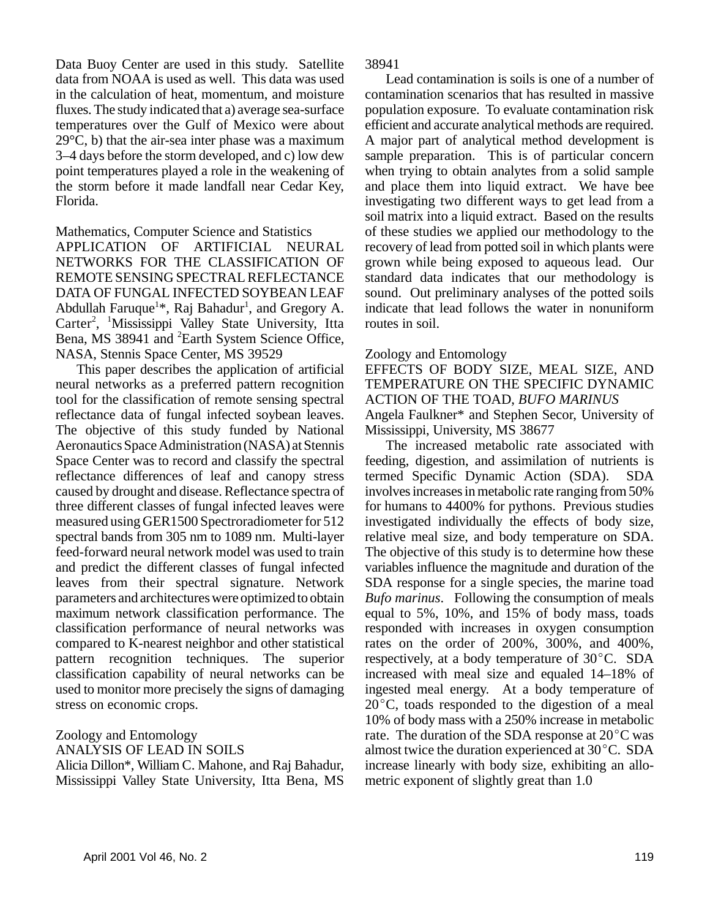Data Buoy Center are used in this study. Satellite data from NOAA is used as well. This data was used in the calculation of heat, momentum, and moisture fluxes. The study indicated that a) average sea-surface temperatures over the Gulf of Mexico were about 29°C, b) that the air-sea inter phase was a maximum 3–4 days before the storm developed, and c) low dew point temperatures played a role in the weakening of the storm before it made landfall near Cedar Key, Florida.

Mathematics, Computer Science and Statistics

## APPLICATION OF ARTIFICIAL NEURAL NETWORKS FOR THE CLASSIFICATION OF REMOTE SENSING SPECTRAL REFLECTANCE DATA OF FUNGAL INFECTED SOYBEAN LEAF

Abdullah Faruque[1]*, Raj Bahadur[1], and Gregory A. Carter[2], [1]Mississippi Valley State University, Itta Bena, MS 38941 and [2]Earth System Science Office, NASA, Stennis Space Center, MS 39529

This paper describes the application of artificial neural networks as a preferred pattern recognition tool for the classification of remote sensing spectral reflectance data of fungal infected soybean leaves. The objective of this study funded by National Aeronautics Space Administration (NASA) at Stennis Space Center was to record and classify the spectral reflectance differences of leaf and canopy stress caused by drought and disease. Reflectance spectra of three different classes of fungal infected leaves were measured using GER1500 Spectroradiometer for 512 spectral bands from 305 nm to 1089 nm. Multi-layer feed-forward neural network model was used to train and predict the different classes of fungal infected leaves from their spectral signature. Network parameters and architectures were optimized to obtain maximum network classification performance. The classification performance of neural networks was compared to K-nearest neighbor and other statistical pattern recognition techniques. The superior classification capability of neural networks can be used to monitor more precisely the signs of damaging stress on economic crops.

Zoology and Entomology

## ANALYSIS OF LEAD IN SOILS

Alicia Dillon*, William C. Mahone, and Raj Bahadur, Mississippi Valley State University, Itta Bena, MS 38941

Lead contamination is soils is one of a number of contamination scenarios that has resulted in massive population exposure. To evaluate contamination risk efficient and accurate analytical methods are required. A major part of analytical method development is sample preparation. This is of particular concern when trying to obtain analytes from a solid sample and place them into liquid extract. We have bee investigating two different ways to get lead from a soil matrix into a liquid extract. Based on the results of these studies we applied our methodology to the recovery of lead from potted soil in which plants were grown while being exposed to aqueous lead. Our standard data indicates that our methodology is sound. Out preliminary analyses of the potted soils indicate that lead follows the water in nonuniform routes in soil.

Zoology and Entomology

## EFFECTS OF BODY SIZE, MEAL SIZE, AND TEMPERATURE ON THE SPECIFIC DYNAMIC ACTION OF THE TOAD, *BUFO MARINUS*

Angela Faulkner* and Stephen Secor, University of Mississippi, University, MS 38677

The increased metabolic rate associated with feeding, digestion, and assimilation of nutrients is termed Specific Dynamic Action (SDA). SDA involves increases in metabolic rate ranging from 50% for humans to 4400% for pythons. Previous studies investigated individually the effects of body size, relative meal size, and body temperature on SDA. The objective of this study is to determine how these variables influence the magnitude and duration of the SDA response for a single species, the marine toad *Bufo marinus*. Following the consumption of meals equal to 5%, 10%, and 15% of body mass, toads responded with increases in oxygen consumption rates on the order of 200%, 300%, and 400%, respectively, at a body temperature of 30°C. SDA increased with meal size and equaled 14–18% of ingested meal energy. At a body temperature of 20°C, toads responded to the digestion of a meal 10% of body mass with a 250% increase in metabolic rate. The duration of the SDA response at 20°C was almost twice the duration experienced at 30°C. SDA increase linearly with body size, exhibiting an allometric exponent of slightly great than 1.0